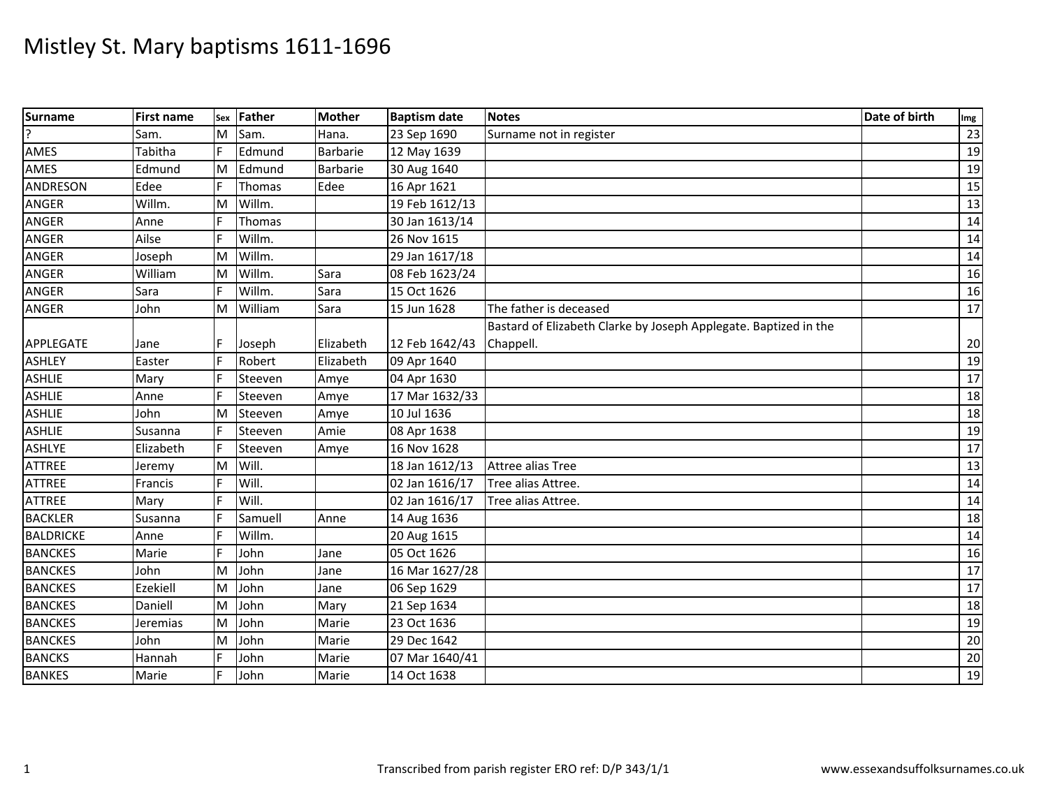# Mistley St. Mary baptisms 1611-1696

| Surname | First name | Sex | Father | Mother | Baptism date | Notes | Date of birth | Img |
|---|---|---|---|---|---|---|---|---|
| ? | Sam. | M | Sam. | Hana. | 23 Sep 1690 | Surname not in register | | 23 |
| AMES | Tabitha | F | Edmund | Barbarie | 12 May 1639 | | | 19 |
| AMES | Edmund | M | Edmund | Barbarie | 30 Aug 1640 | | | 19 |
| ANDRESON | Edee | F | Thomas | Edee | 16 Apr 1621 | | | 15 |
| ANGER | Willm. | M | Willm. | | 19 Feb 1612/13 | | | 13 |
| ANGER | Anne | F | Thomas | | 30 Jan 1613/14 | | | 14 |
| ANGER | Ailse | F | Willm. | | 26 Nov 1615 | | | 14 |
| ANGER | Joseph | M | Willm. | | 29 Jan 1617/18 | | | 14 |
| ANGER | William | M | Willm. | Sara | 08 Feb 1623/24 | | | 16 |
| ANGER | Sara | F | Willm. | Sara | 15 Oct 1626 | | | 16 |
| ANGER | John | M | William | Sara | 15 Jun 1628 | The father is deceased | | 17 |
| APPLEGATE | Jane | F | Joseph | Elizabeth | 12 Feb 1642/43 | Bastard of Elizabeth Clarke by Joseph Applegate. Baptized in the Chappell. | | 20 |
| ASHLEY | Easter | F | Robert | Elizabeth | 09 Apr 1640 | | | 19 |
| ASHLIE | Mary | F | Steeven | Amye | 04 Apr 1630 | | | 17 |
| ASHLIE | Anne | F | Steeven | Amye | 17 Mar 1632/33 | | | 18 |
| ASHLIE | John | M | Steeven | Amye | 10 Jul 1636 | | | 18 |
| ASHLIE | Susanna | F | Steeven | Amie | 08 Apr 1638 | | | 19 |
| ASHLYE | Elizabeth | F | Steeven | Amye | 16 Nov 1628 | | | 17 |
| ATTREE | Jeremy | M | Will. | | 18 Jan 1612/13 | Attree alias Tree | | 13 |
| ATTREE | Francis | F | Will. | | 02 Jan 1616/17 | Tree alias Attree. | | 14 |
| ATTREE | Mary | F | Will. | | 02 Jan 1616/17 | Tree alias Attree. | | 14 |
| BACKLER | Susanna | F | Samuell | Anne | 14 Aug 1636 | | | 18 |
| BALDRICKE | Anne | F | Willm. | | 20 Aug 1615 | | | 14 |
| BANCKES | Marie | F | John | Jane | 05 Oct 1626 | | | 16 |
| BANCKES | John | M | John | Jane | 16 Mar 1627/28 | | | 17 |
| BANCKES | Ezekiell | M | John | Jane | 06 Sep 1629 | | | 17 |
| BANCKES | Daniell | M | John | Mary | 21 Sep 1634 | | | 18 |
| BANCKES | Jeremias | M | John | Marie | 23 Oct 1636 | | | 19 |
| BANCKES | John | M | John | Marie | 29 Dec 1642 | | | 20 |
| BANCKS | Hannah | F | John | Marie | 07 Mar 1640/41 | | | 20 |
| BANKES | Marie | F | John | Marie | 14 Oct 1638 | | | 19 |

Transcribed from parish register ERO ref: D/P 343/1/1

www.essexandsuffolksurnames.co.uk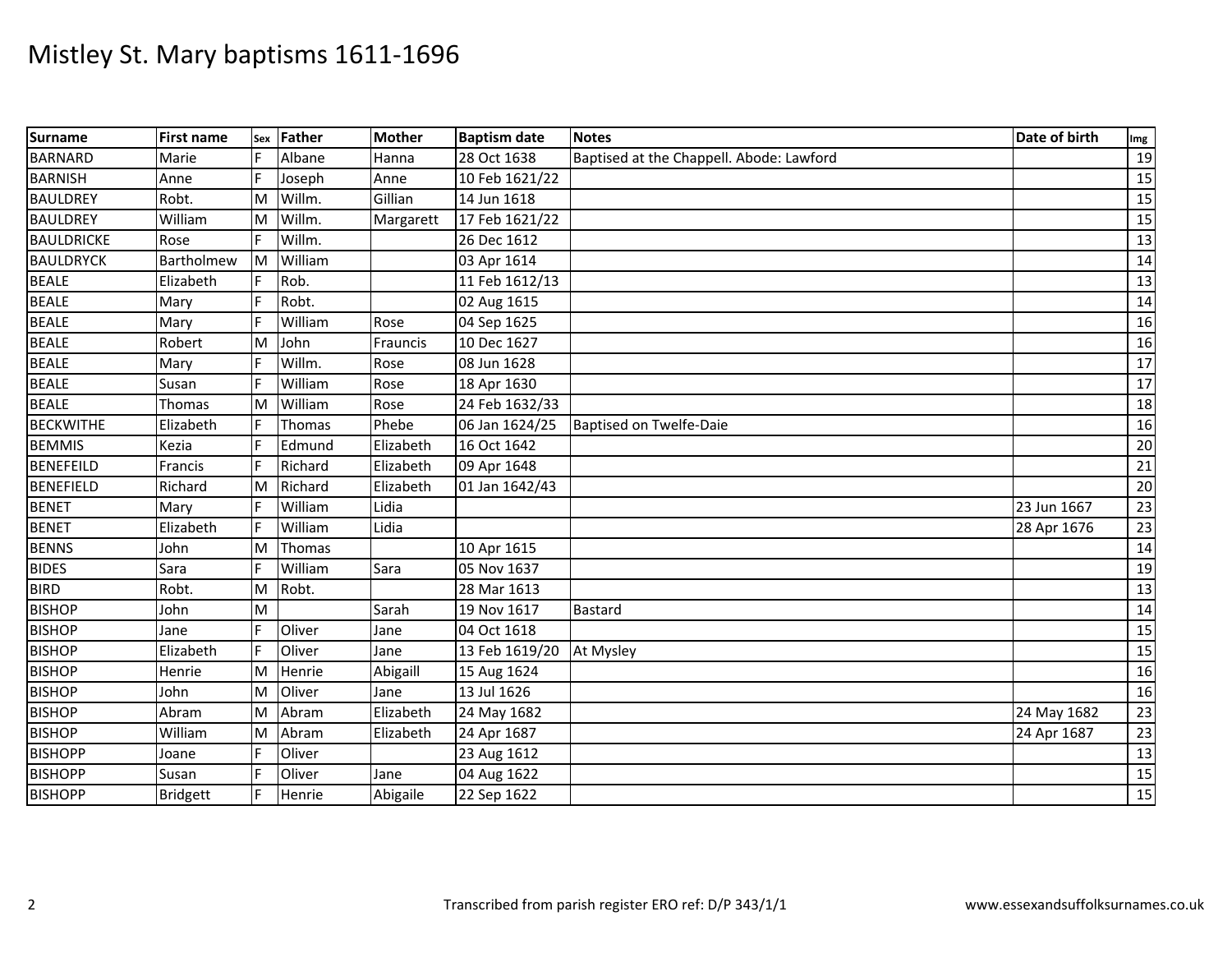# Mistley St. Mary baptisms 1611-1696

| Surname | First name | Sex | Father | Mother | Baptism date | Notes | Date of birth | Img |
|---|---|---|---|---|---|---|---|---|
| BARNARD | Marie | F | Albane | Hanna | 28 Oct 1638 | Baptised at the Chappell. Abode: Lawford | | 19 |
| BARNISH | Anne | F | Joseph | Anne | 10 Feb 1621/22 | | | 15 |
| BAULDREY | Robt. | M | Willm. | Gillian | 14 Jun 1618 | | | 15 |
| BAULDREY | William | M | Willm. | Margarett | 17 Feb 1621/22 | | | 15 |
| BAULDRICKE | Rose | F | Willm. | | 26 Dec 1612 | | | 13 |
| BAULDRYCK | Bartholmew | M | William | | 03 Apr 1614 | | | 14 |
| BEALE | Elizabeth | F | Rob. | | 11 Feb 1612/13 | | | 13 |
| BEALE | Mary | F | Robt. | | 02 Aug 1615 | | | 14 |
| BEALE | Mary | F | William | Rose | 04 Sep 1625 | | | 16 |
| BEALE | Robert | M | John | Frauncis | 10 Dec 1627 | | | 16 |
| BEALE | Mary | F | Willm. | Rose | 08 Jun 1628 | | | 17 |
| BEALE | Susan | F | William | Rose | 18 Apr 1630 | | | 17 |
| BEALE | Thomas | M | William | Rose | 24 Feb 1632/33 | | | 18 |
| BECKWITHE | Elizabeth | F | Thomas | Phebe | 06 Jan 1624/25 | Baptised on Twelfe-Daie | | 16 |
| BEMMIS | Kezia | F | Edmund | Elizabeth | 16 Oct 1642 | | | 20 |
| BENEFEILD | Francis | F | Richard | Elizabeth | 09 Apr 1648 | | | 21 |
| BENEFIELD | Richard | M | Richard | Elizabeth | 01 Jan 1642/43 | | | 20 |
| BENET | Mary | F | William | Lidia | | | 23 Jun 1667 | 23 |
| BENET | Elizabeth | F | William | Lidia | | | 28 Apr 1676 | 23 |
| BENNS | John | M | Thomas | | 10 Apr 1615 | | | 14 |
| BIDES | Sara | F | William | Sara | 05 Nov 1637 | | | 19 |
| BIRD | Robt. | M | Robt. | | 28 Mar 1613 | | | 13 |
| BISHOP | John | M | | Sarah | 19 Nov 1617 | Bastard | | 14 |
| BISHOP | Jane | F | Oliver | Jane | 04 Oct 1618 | | | 15 |
| BISHOP | Elizabeth | F | Oliver | Jane | 13 Feb 1619/20 | At Mysley | | 15 |
| BISHOP | Henrie | M | Henrie | Abigaill | 15 Aug 1624 | | | 16 |
| BISHOP | John | M | Oliver | Jane | 13 Jul 1626 | | | 16 |
| BISHOP | Abram | M | Abram | Elizabeth | 24 May 1682 | | 24 May 1682 | 23 |
| BISHOP | William | M | Abram | Elizabeth | 24 Apr 1687 | | 24 Apr 1687 | 23 |
| BISHOPP | Joane | F | Oliver | | 23 Aug 1612 | | | 13 |
| BISHOPP | Susan | F | Oliver | Jane | 04 Aug 1622 | | | 15 |
| BISHOPP | Bridgett | F | Henrie | Abigaile | 22 Sep 1622 | | | 15 |

Transcribed from parish register ERO ref: D/P 343/1/1

www.essexandsuffolksurnames.co.uk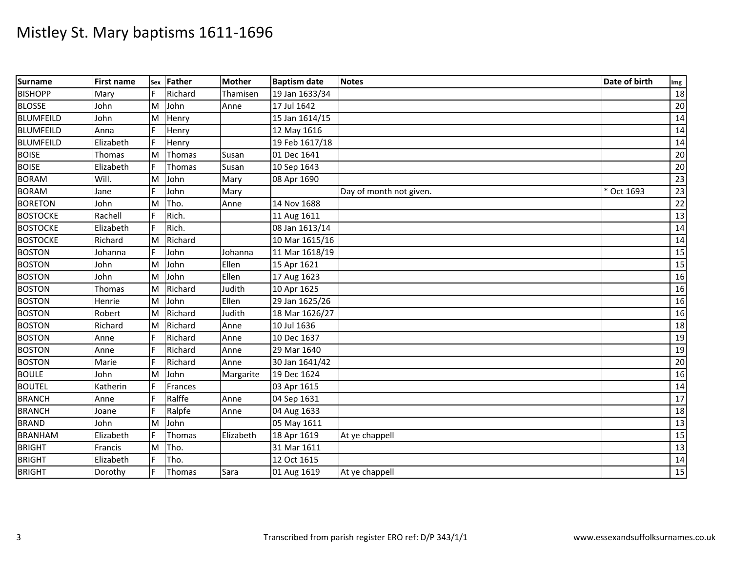# Mistley St. Mary baptisms 1611-1696

| Surname | First name | Sex | Father | Mother | Baptism date | Notes | Date of birth | Img |
|---|---|---|---|---|---|---|---|---|
| BISHOPP | Mary | F | Richard | Thamisen | 19 Jan 1633/34 | | | 18 |
| BLOSSE | John | M | John | Anne | 17 Jul 1642 | | | 20 |
| BLUMFEILD | John | M | Henry | | 15 Jan 1614/15 | | | 14 |
| BLUMFEILD | Anna | F | Henry | | 12 May 1616 | | | 14 |
| BLUMFEILD | Elizabeth | F | Henry | | 19 Feb 1617/18 | | | 14 |
| BOISE | Thomas | M | Thomas | Susan | 01 Dec 1641 | | | 20 |
| BOISE | Elizabeth | F | Thomas | Susan | 10 Sep 1643 | | | 20 |
| BORAM | Will. | M | John | Mary | 08 Apr 1690 | | | 23 |
| BORAM | Jane | F | John | Mary | | Day of month not given. | * Oct 1693 | 23 |
| BORETON | John | M | Tho. | Anne | 14 Nov 1688 | | | 22 |
| BOSTOCKE | Rachell | F | Rich. | | 11 Aug 1611 | | | 13 |
| BOSTOCKE | Elizabeth | F | Rich. | | 08 Jan 1613/14 | | | 14 |
| BOSTOCKE | Richard | M | Richard | | 10 Mar 1615/16 | | | 14 |
| BOSTON | Johanna | F | John | Johanna | 11 Mar 1618/19 | | | 15 |
| BOSTON | John | M | John | Ellen | 15 Apr 1621 | | | 15 |
| BOSTON | John | M | John | Ellen | 17 Aug 1623 | | | 16 |
| BOSTON | Thomas | M | Richard | Judith | 10 Apr 1625 | | | 16 |
| BOSTON | Henrie | M | John | Ellen | 29 Jan 1625/26 | | | 16 |
| BOSTON | Robert | M | Richard | Judith | 18 Mar 1626/27 | | | 16 |
| BOSTON | Richard | M | Richard | Anne | 10 Jul 1636 | | | 18 |
| BOSTON | Anne | F | Richard | Anne | 10 Dec 1637 | | | 19 |
| BOSTON | Anne | F | Richard | Anne | 29 Mar 1640 | | | 19 |
| BOSTON | Marie | F | Richard | Anne | 30 Jan 1641/42 | | | 20 |
| BOULE | John | M | John | Margarite | 19 Dec 1624 | | | 16 |
| BOUTEL | Katherin | F | Frances | | 03 Apr 1615 | | | 14 |
| BRANCH | Anne | F | Ralffe | Anne | 04 Sep 1631 | | | 17 |
| BRANCH | Joane | F | Ralpfe | Anne | 04 Aug 1633 | | | 18 |
| BRAND | John | M | John | | 05 May 1611 | | | 13 |
| BRANHAM | Elizabeth | F | Thomas | Elizabeth | 18 Apr 1619 | At ye chappell | | 15 |
| BRIGHT | Francis | M | Tho. | | 31 Mar 1611 | | | 13 |
| BRIGHT | Elizabeth | F | Tho. | | 12 Oct 1615 | | | 14 |
| BRIGHT | Dorothy | F | Thomas | Sara | 01 Aug 1619 | At ye chappell | | 15 |

Transcribed from parish register ERO ref: D/P 343/1/1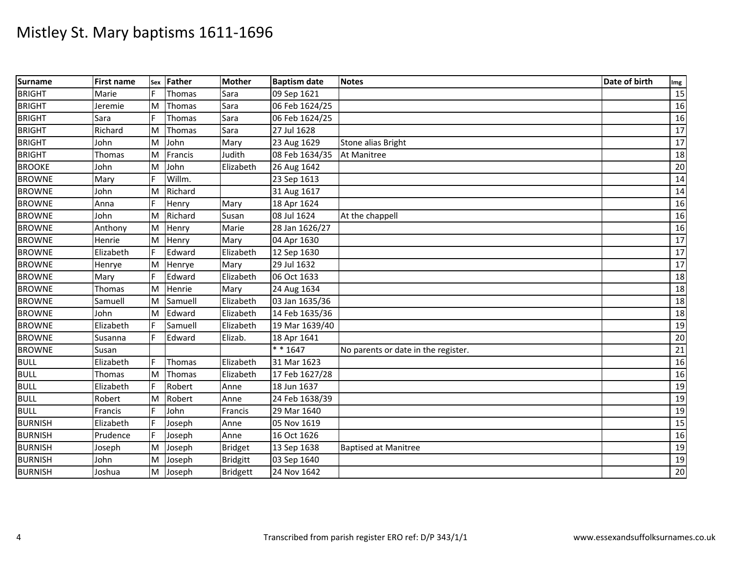# Mistley St. Mary baptisms 1611-1696

| Surname | First name | Sex | Father | Mother | Baptism date | Notes | Date of birth | Img |
|---|---|---|---|---|---|---|---|---|
| BRIGHT | Marie | F | Thomas | Sara | 09 Sep 1621 | | | 15 |
| BRIGHT | Jeremie | M | Thomas | Sara | 06 Feb 1624/25 | | | 16 |
| BRIGHT | Sara | F | Thomas | Sara | 06 Feb 1624/25 | | | 16 |
| BRIGHT | Richard | M | Thomas | Sara | 27 Jul 1628 | | | 17 |
| BRIGHT | John | M | John | Mary | 23 Aug 1629 | Stone alias Bright | | 17 |
| BRIGHT | Thomas | M | Francis | Judith | 08 Feb 1634/35 | At Manitree | | 18 |
| BROOKE | John | M | John | Elizabeth | 26 Aug 1642 | | | 20 |
| BROWNE | Mary | F | Willm. | | 23 Sep 1613 | | | 14 |
| BROWNE | John | M | Richard | | 31 Aug 1617 | | | 14 |
| BROWNE | Anna | F | Henry | Mary | 18 Apr 1624 | | | 16 |
| BROWNE | John | M | Richard | Susan | 08 Jul 1624 | At the chappell | | 16 |
| BROWNE | Anthony | M | Henry | Marie | 28 Jan 1626/27 | | | 16 |
| BROWNE | Henrie | M | Henry | Mary | 04 Apr 1630 | | | 17 |
| BROWNE | Elizabeth | F | Edward | Elizabeth | 12 Sep 1630 | | | 17 |
| BROWNE | Henrye | M | Henrye | Mary | 29 Jul 1632 | | | 17 |
| BROWNE | Mary | F | Edward | Elizabeth | 06 Oct 1633 | | | 18 |
| BROWNE | Thomas | M | Henrie | Mary | 24 Aug 1634 | | | 18 |
| BROWNE | Samuell | M | Samuell | Elizabeth | 03 Jan 1635/36 | | | 18 |
| BROWNE | John | M | Edward | Elizabeth | 14 Feb 1635/36 | | | 18 |
| BROWNE | Elizabeth | F | Samuell | Elizabeth | 19 Mar 1639/40 | | | 19 |
| BROWNE | Susanna | F | Edward | Elizab. | 18 Apr 1641 | | | 20 |
| BROWNE | Susan | | | | * * 1647 | No parents or date in the register. | | 21 |
| BULL | Elizabeth | F | Thomas | Elizabeth | 31 Mar 1623 | | | 16 |
| BULL | Thomas | M | Thomas | Elizabeth | 17 Feb 1627/28 | | | 16 |
| BULL | Elizabeth | F | Robert | Anne | 18 Jun 1637 | | | 19 |
| BULL | Robert | M | Robert | Anne | 24 Feb 1638/39 | | | 19 |
| BULL | Francis | F | John | Francis | 29 Mar 1640 | | | 19 |
| BURNISH | Elizabeth | F | Joseph | Anne | 05 Nov 1619 | | | 15 |
| BURNISH | Prudence | F | Joseph | Anne | 16 Oct 1626 | | | 16 |
| BURNISH | Joseph | M | Joseph | Bridget | 13 Sep 1638 | Baptised at Manitree | | 19 |
| BURNISH | John | M | Joseph | Bridgitt | 03 Sep 1640 | | | 19 |
| BURNISH | Joshua | M | Joseph | Bridgett | 24 Nov 1642 | | | 20 |

Transcribed from parish register ERO ref: D/P 343/1/1

www.essexandsuffolksurnames.co.uk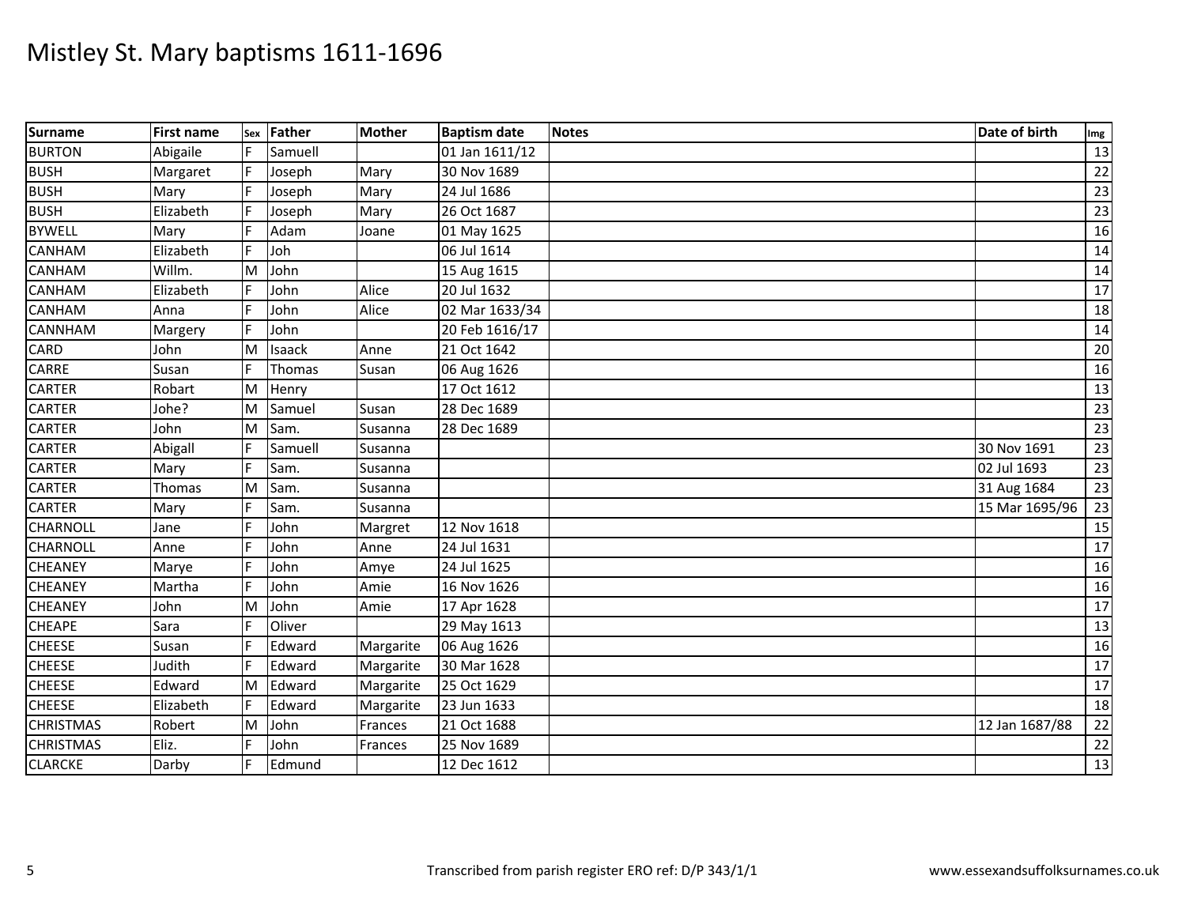# Mistley St. Mary baptisms 1611-1696

| Surname | First name | Sex | Father | Mother | Baptism date | Notes | Date of birth | Img |
|---|---|---|---|---|---|---|---|---|
| BURTON | Abigaile | F | Samuell | | 01 Jan 1611/12 | | | 13 |
| BUSH | Margaret | F | Joseph | Mary | 30 Nov 1689 | | | 22 |
| BUSH | Mary | F | Joseph | Mary | 24 Jul 1686 | | | 23 |
| BUSH | Elizabeth | F | Joseph | Mary | 26 Oct 1687 | | | 23 |
| BYWELL | Mary | F | Adam | Joane | 01 May 1625 | | | 16 |
| CANHAM | Elizabeth | F | Joh | | 06 Jul 1614 | | | 14 |
| CANHAM | Willm. | M | John | | 15 Aug 1615 | | | 14 |
| CANHAM | Elizabeth | F | John | Alice | 20 Jul 1632 | | | 17 |
| CANHAM | Anna | F | John | Alice | 02 Mar 1633/34 | | | 18 |
| CANNHAM | Margery | F | John | | 20 Feb 1616/17 | | | 14 |
| CARD | John | M | Isaack | Anne | 21 Oct 1642 | | | 20 |
| CARRE | Susan | F | Thomas | Susan | 06 Aug 1626 | | | 16 |
| CARTER | Robart | M | Henry | | 17 Oct 1612 | | | 13 |
| CARTER | Johe? | M | Samuel | Susan | 28 Dec 1689 | | | 23 |
| CARTER | John | M | Sam. | Susanna | 28 Dec 1689 | | | 23 |
| CARTER | Abigall | F | Samuell | Susanna | | | 30 Nov 1691 | 23 |
| CARTER | Mary | F | Sam. | Susanna | | | 02 Jul 1693 | 23 |
| CARTER | Thomas | M | Sam. | Susanna | | | 31 Aug 1684 | 23 |
| CARTER | Mary | F | Sam. | Susanna | | | 15 Mar 1695/96 | 23 |
| CHARNOLL | Jane | F | John | Margret | 12 Nov 1618 | | | 15 |
| CHARNOLL | Anne | F | John | Anne | 24 Jul 1631 | | | 17 |
| CHEANEY | Marye | F | John | Amye | 24 Jul 1625 | | | 16 |
| CHEANEY | Martha | F | John | Amie | 16 Nov 1626 | | | 16 |
| CHEANEY | John | M | John | Amie | 17 Apr 1628 | | | 17 |
| CHEAPE | Sara | F | Oliver | | 29 May 1613 | | | 13 |
| CHEESE | Susan | F | Edward | Margarite | 06 Aug 1626 | | | 16 |
| CHEESE | Judith | F | Edward | Margarite | 30 Mar 1628 | | | 17 |
| CHEESE | Edward | M | Edward | Margarite | 25 Oct 1629 | | | 17 |
| CHEESE | Elizabeth | F | Edward | Margarite | 23 Jun 1633 | | | 18 |
| CHRISTMAS | Robert | M | John | Frances | 21 Oct 1688 | | 12 Jan 1687/88 | 22 |
| CHRISTMAS | Eliz. | F | John | Frances | 25 Nov 1689 | | | 22 |
| CLARCKE | Darby | F | Edmund | | 12 Dec 1612 | | | 13 |

Transcribed from parish register ERO ref: D/P 343/1/1

www.essexandsuffolksurnames.co.uk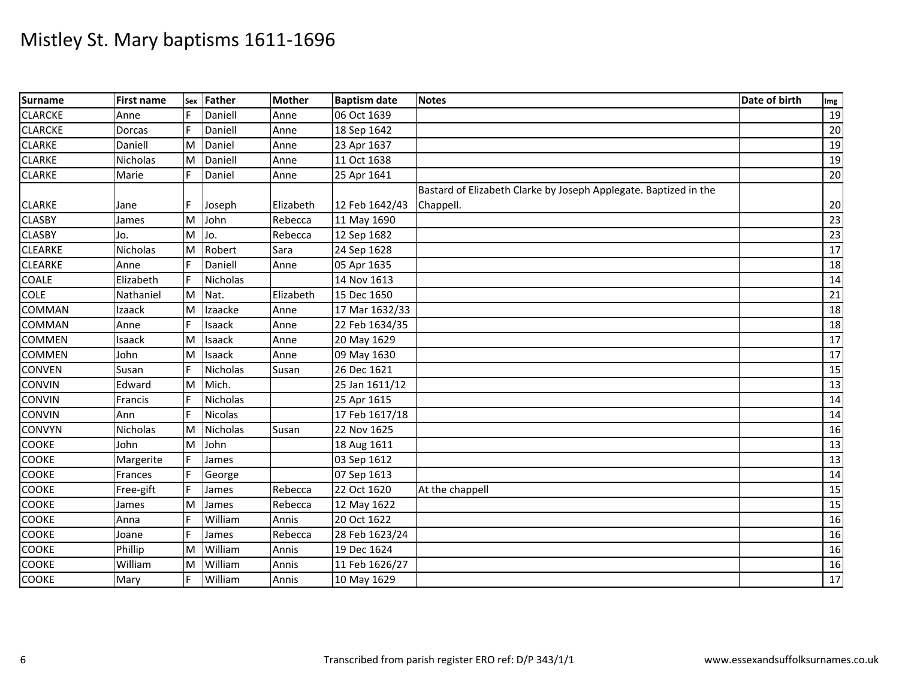# Mistley St. Mary baptisms 1611-1696

| Surname | First name | Sex | Father | Mother | Baptism date | Notes | Date of birth | Img |
|---|---|---|---|---|---|---|---|---|
| CLARCKE | Anne | F | Daniell | Anne | 06 Oct 1639 | | | 19 |
| CLARCKE | Dorcas | F | Daniell | Anne | 18 Sep 1642 | | | 20 |
| CLARKE | Daniell | M | Daniel | Anne | 23 Apr 1637 | | | 19 |
| CLARKE | Nicholas | M | Daniell | Anne | 11 Oct 1638 | | | 19 |
| CLARKE | Marie | F | Daniel | Anne | 25 Apr 1641 | | | 20 |
| CLARKE | Jane | F | Joseph | Elizabeth | 12 Feb 1642/43 | Bastard of Elizabeth Clarke by Joseph Applegate. Baptized in the Chappell. | | 20 |
| CLASBY | James | M | John | Rebecca | 11 May 1690 | | | 23 |
| CLASBY | Jo. | M | Jo. | Rebecca | 12 Sep 1682 | | | 23 |
| CLEARKE | Nicholas | M | Robert | Sara | 24 Sep 1628 | | | 17 |
| CLEARKE | Anne | F | Daniell | Anne | 05 Apr 1635 | | | 18 |
| COALE | Elizabeth | F | Nicholas | | 14 Nov 1613 | | | 14 |
| COLE | Nathaniel | M | Nat. | Elizabeth | 15 Dec 1650 | | | 21 |
| COMMAN | Izaack | M | Izaacke | Anne | 17 Mar 1632/33 | | | 18 |
| COMMAN | Anne | F | Isaack | Anne | 22 Feb 1634/35 | | | 18 |
| COMMEN | Isaack | M | Isaack | Anne | 20 May 1629 | | | 17 |
| COMMEN | John | M | Isaack | Anne | 09 May 1630 | | | 17 |
| CONVEN | Susan | F | Nicholas | Susan | 26 Dec 1621 | | | 15 |
| CONVIN | Edward | M | Mich. | | 25 Jan 1611/12 | | | 13 |
| CONVIN | Francis | F | Nicholas | | 25 Apr 1615 | | | 14 |
| CONVIN | Ann | F | Nicolas | | 17 Feb 1617/18 | | | 14 |
| CONVYN | Nicholas | M | Nicholas | Susan | 22 Nov 1625 | | | 16 |
| COOKE | John | M | John | | 18 Aug 1611 | | | 13 |
| COOKE | Margerite | F | James | | 03 Sep 1612 | | | 13 |
| COOKE | Frances | F | George | | 07 Sep 1613 | | | 14 |
| COOKE | Free-gift | F | James | Rebecca | 22 Oct 1620 | At the chappell | | 15 |
| COOKE | James | M | James | Rebecca | 12 May 1622 | | | 15 |
| COOKE | Anna | F | William | Annis | 20 Oct 1622 | | | 16 |
| COOKE | Joane | F | James | Rebecca | 28 Feb 1623/24 | | | 16 |
| COOKE | Phillip | M | William | Annis | 19 Dec 1624 | | | 16 |
| COOKE | William | M | William | Annis | 11 Feb 1626/27 | | | 16 |
| COOKE | Mary | F | William | Annis | 10 May 1629 | | | 17 |

Transcribed from parish register ERO ref: D/P 343/1/1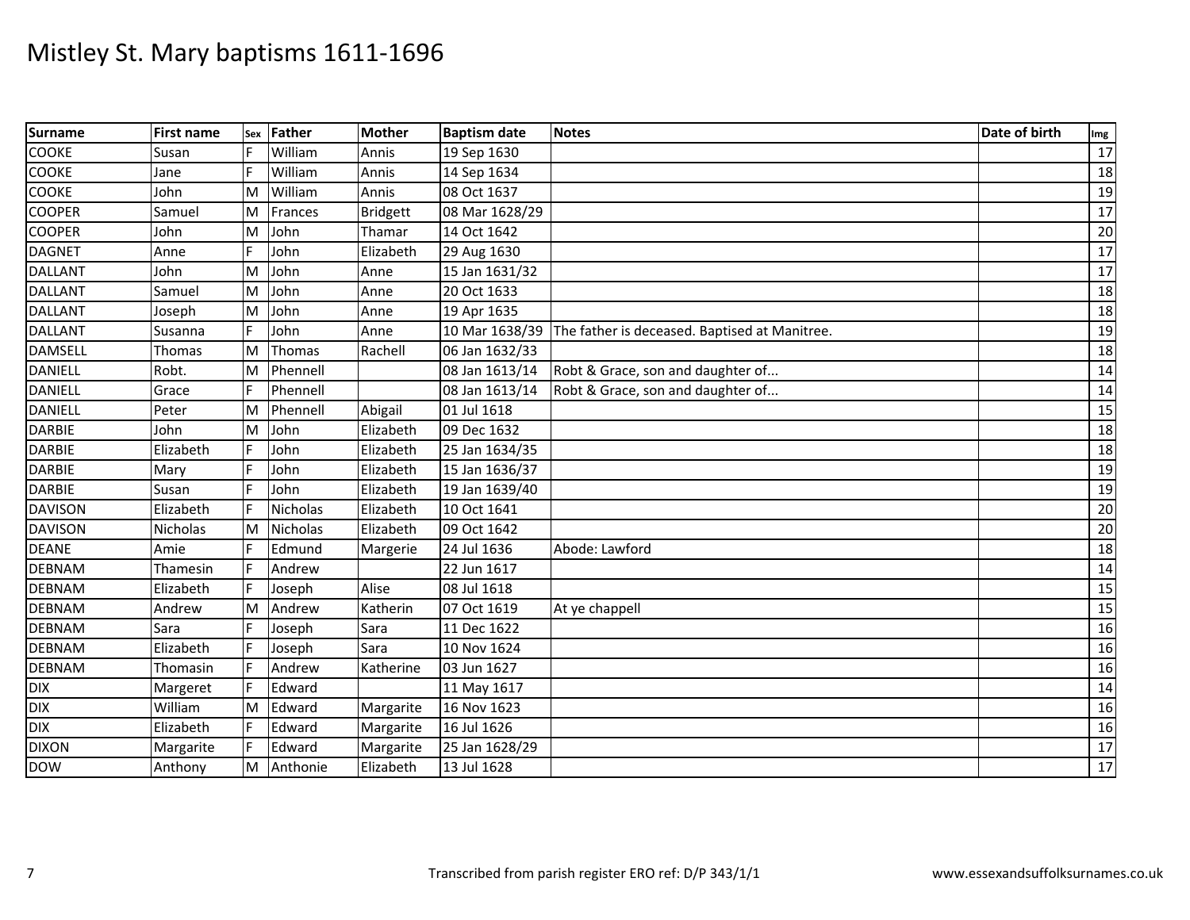# Mistley St. Mary baptisms 1611-1696

| Surname | First name | Sex | Father | Mother | Baptism date | Notes | Date of birth | Img |
|---|---|---|---|---|---|---|---|---|
| COOKE | Susan | F | William | Annis | 19 Sep 1630 | | | 17 |
| COOKE | Jane | F | William | Annis | 14 Sep 1634 | | | 18 |
| COOKE | John | M | William | Annis | 08 Oct 1637 | | | 19 |
| COOPER | Samuel | M | Frances | Bridgett | 08 Mar 1628/29 | | | 17 |
| COOPER | John | M | John | Thamar | 14 Oct 1642 | | | 20 |
| DAGNET | Anne | F | John | Elizabeth | 29 Aug 1630 | | | 17 |
| DALLANT | John | M | John | Anne | 15 Jan 1631/32 | | | 17 |
| DALLANT | Samuel | M | John | Anne | 20 Oct 1633 | | | 18 |
| DALLANT | Joseph | M | John | Anne | 19 Apr 1635 | | | 18 |
| DALLANT | Susanna | F | John | Anne | 10 Mar 1638/39 | The father is deceased. Baptised at Manitree. | | 19 |
| DAMSELL | Thomas | M | Thomas | Rachell | 06 Jan 1632/33 | | | 18 |
| DANIELL | Robt. | M | Phennell | | 08 Jan 1613/14 | Robt & Grace, son and daughter of... | | 14 |
| DANIELL | Grace | F | Phennell | | 08 Jan 1613/14 | Robt & Grace, son and daughter of... | | 14 |
| DANIELL | Peter | M | Phennell | Abigail | 01 Jul 1618 | | | 15 |
| DARBIE | John | M | John | Elizabeth | 09 Dec 1632 | | | 18 |
| DARBIE | Elizabeth | F | John | Elizabeth | 25 Jan 1634/35 | | | 18 |
| DARBIE | Mary | F | John | Elizabeth | 15 Jan 1636/37 | | | 19 |
| DARBIE | Susan | F | John | Elizabeth | 19 Jan 1639/40 | | | 19 |
| DAVISON | Elizabeth | F | Nicholas | Elizabeth | 10 Oct 1641 | | | 20 |
| DAVISON | Nicholas | M | Nicholas | Elizabeth | 09 Oct 1642 | | | 20 |
| DEANE | Amie | F | Edmund | Margerie | 24 Jul 1636 | Abode: Lawford | | 18 |
| DEBNAM | Thamesin | F | Andrew | | 22 Jun 1617 | | | 14 |
| DEBNAM | Elizabeth | F | Joseph | Alise | 08 Jul 1618 | | | 15 |
| DEBNAM | Andrew | M | Andrew | Katherin | 07 Oct 1619 | At ye chappell | | 15 |
| DEBNAM | Sara | F | Joseph | Sara | 11 Dec 1622 | | | 16 |
| DEBNAM | Elizabeth | F | Joseph | Sara | 10 Nov 1624 | | | 16 |
| DEBNAM | Thomasin | F | Andrew | Katherine | 03 Jun 1627 | | | 16 |
| DIX | Margeret | F | Edward | | 11 May 1617 | | | 14 |
| DIX | William | M | Edward | Margarite | 16 Nov 1623 | | | 16 |
| DIX | Elizabeth | F | Edward | Margarite | 16 Jul 1626 | | | 16 |
| DIXON | Margarite | F | Edward | Margarite | 25 Jan 1628/29 | | | 17 |
| DOW | Anthony | M | Anthonie | Elizabeth | 13 Jul 1628 | | | 17 |

Transcribed from parish register ERO ref: D/P 343/1/1

www.essexandsuffolksurnames.co.uk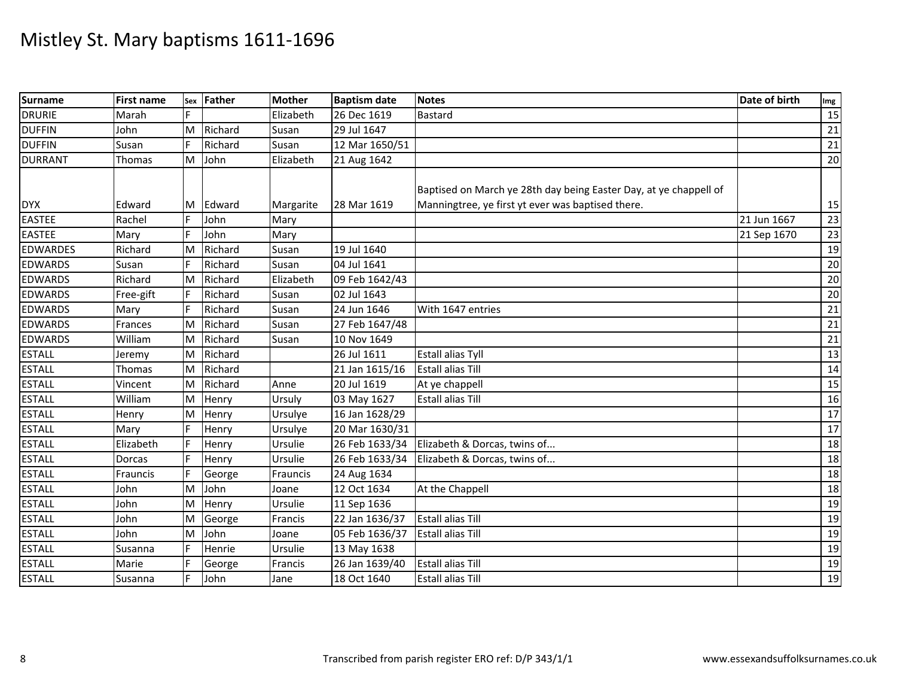# Mistley St. Mary baptisms 1611-1696

| Surname | First name | Sex | Father | Mother | Baptism date | Notes | Date of birth | Img |
|---|---|---|---|---|---|---|---|---|
| DRURIE | Marah | F | | Elizabeth | 26 Dec 1619 | Bastard | | 15 |
| DUFFIN | John | M | Richard | Susan | 29 Jul 1647 | | | 21 |
| DUFFIN | Susan | F | Richard | Susan | 12 Mar 1650/51 | | | 21 |
| DURRANT | Thomas | M | John | Elizabeth | 21 Aug 1642 | | | 20 |
| DYX | Edward | M | Edward | Margarite | 28 Mar 1619 | Baptised on March ye 28th day being Easter Day, at ye chappell of Manningtree, ye first yt ever was baptised there. | | 15 |
| EASTEE | Rachel | F | John | Mary | | | 21 Jun 1667 | 23 |
| EASTEE | Mary | F | John | Mary | | | 21 Sep 1670 | 23 |
| EDWARDES | Richard | M | Richard | Susan | 19 Jul 1640 | | | 19 |
| EDWARDS | Susan | F | Richard | Susan | 04 Jul 1641 | | | 20 |
| EDWARDS | Richard | M | Richard | Elizabeth | 09 Feb 1642/43 | | | 20 |
| EDWARDS | Free-gift | F | Richard | Susan | 02 Jul 1643 | | | 20 |
| EDWARDS | Mary | F | Richard | Susan | 24 Jun 1646 | With 1647 entries | | 21 |
| EDWARDS | Frances | M | Richard | Susan | 27 Feb 1647/48 | | | 21 |
| EDWARDS | William | M | Richard | Susan | 10 Nov 1649 | | | 21 |
| ESTALL | Jeremy | M | Richard | | 26 Jul 1611 | Estall alias Tyll | | 13 |
| ESTALL | Thomas | M | Richard | | 21 Jan 1615/16 | Estall alias Till | | 14 |
| ESTALL | Vincent | M | Richard | Anne | 20 Jul 1619 | At ye chappell | | 15 |
| ESTALL | William | M | Henry | Ursuly | 03 May 1627 | Estall alias Till | | 16 |
| ESTALL | Henry | M | Henry | Ursulye | 16 Jan 1628/29 | | | 17 |
| ESTALL | Mary | F | Henry | Ursulye | 20 Mar 1630/31 | | | 17 |
| ESTALL | Elizabeth | F | Henry | Ursulie | 26 Feb 1633/34 | Elizabeth & Dorcas, twins of... | | 18 |
| ESTALL | Dorcas | F | Henry | Ursulie | 26 Feb 1633/34 | Elizabeth & Dorcas, twins of... | | 18 |
| ESTALL | Frauncis | F | George | Frauncis | 24 Aug 1634 | | | 18 |
| ESTALL | John | M | John | Joane | 12 Oct 1634 | At the Chappell | | 18 |
| ESTALL | John | M | Henry | Ursulie | 11 Sep 1636 | | | 19 |
| ESTALL | John | M | George | Francis | 22 Jan 1636/37 | Estall alias Till | | 19 |
| ESTALL | John | M | John | Joane | 05 Feb 1636/37 | Estall alias Till | | 19 |
| ESTALL | Susanna | F | Henrie | Ursulie | 13 May 1638 | | | 19 |
| ESTALL | Marie | F | George | Francis | 26 Jan 1639/40 | Estall alias Till | | 19 |
| ESTALL | Susanna | F | John | Jane | 18 Oct 1640 | Estall alias Till | | 19 |

Transcribed from parish register ERO ref: D/P 343/1/1 www.essexandsuffolksurnames.co.uk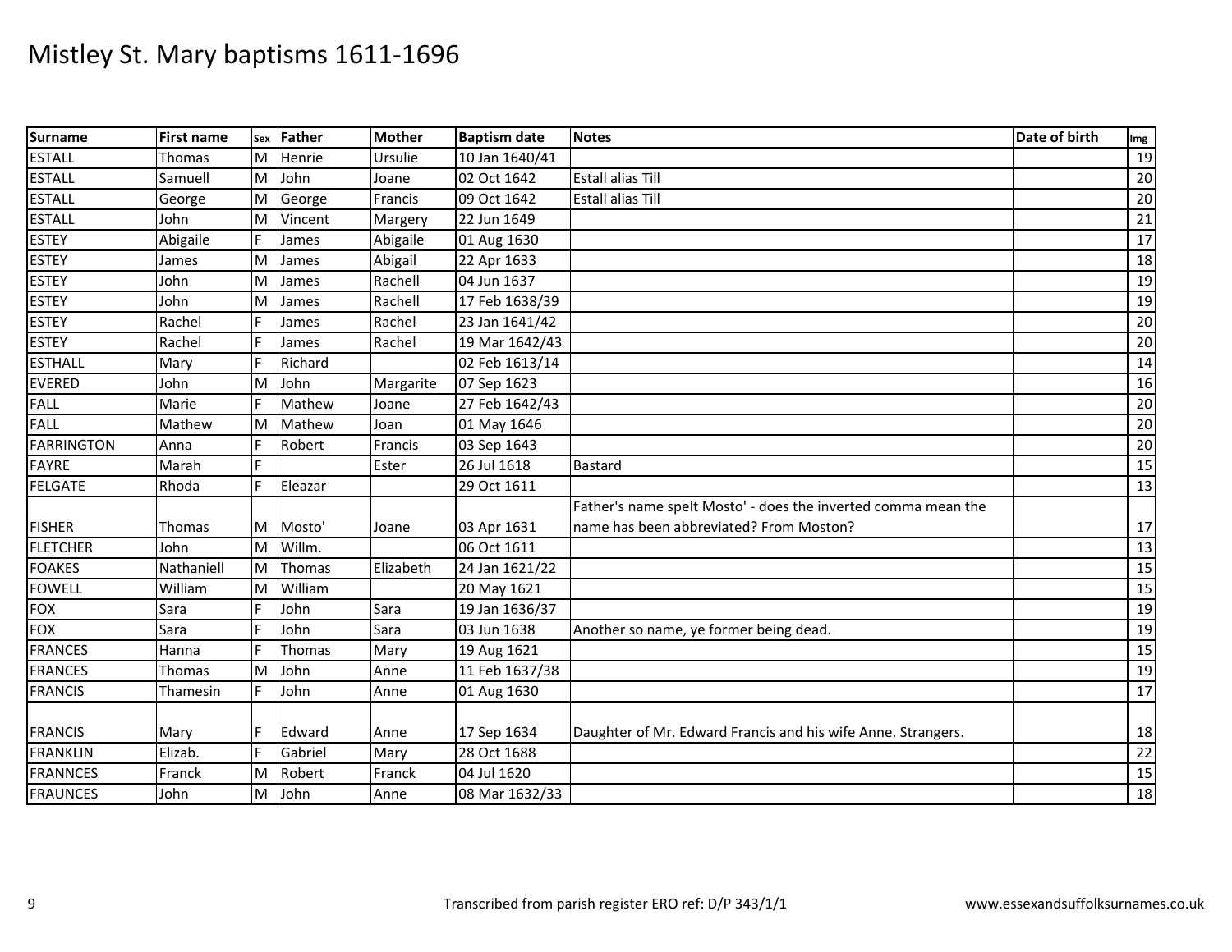# Mistley St. Mary baptisms 1611-1696

| Surname | First name | Sex | Father | Mother | Baptism date | Notes | Date of birth | Img |
|---|---|---|---|---|---|---|---|---|
| ESTALL | Thomas | M | Henrie | Ursulie | 10 Jan 1640/41 | | | 19 |
| ESTALL | Samuell | M | John | Joane | 02 Oct 1642 | Estall alias Till | | 20 |
| ESTALL | George | M | George | Francis | 09 Oct 1642 | Estall alias Till | | 20 |
| ESTALL | John | M | Vincent | Margery | 22 Jun 1649 | | | 21 |
| ESTEY | Abigaile | F | James | Abigaile | 01 Aug 1630 | | | 17 |
| ESTEY | James | M | James | Abigail | 22 Apr 1633 | | | 18 |
| ESTEY | John | M | James | Rachell | 04 Jun 1637 | | | 19 |
| ESTEY | John | M | James | Rachell | 17 Feb 1638/39 | | | 19 |
| ESTEY | Rachel | F | James | Rachel | 23 Jan 1641/42 | | | 20 |
| ESTEY | Rachel | F | James | Rachel | 19 Mar 1642/43 | | | 20 |
| ESTHALL | Mary | F | Richard | | 02 Feb 1613/14 | | | 14 |
| EVERED | John | M | John | Margarite | 07 Sep 1623 | | | 16 |
| FALL | Marie | F | Mathew | Joane | 27 Feb 1642/43 | | | 20 |
| FALL | Mathew | M | Mathew | Joan | 01 May 1646 | | | 20 |
| FARRINGTON | Anna | F | Robert | Francis | 03 Sep 1643 | | | 20 |
| FAYRE | Marah | F | | Ester | 26 Jul 1618 | Bastard | | 15 |
| FELGATE | Rhoda | F | Eleazar | | 29 Oct 1611 | | | 13 |
| FISHER | Thomas | M | Mosto' | Joane | 03 Apr 1631 | Father's name spelt Mosto' - does the inverted comma mean the name has been abbreviated? From Moston? | | 17 |
| FLETCHER | John | M | Willm. | | 06 Oct 1611 | | | 13 |
| FOAKES | Nathaniell | M | Thomas | Elizabeth | 24 Jan 1621/22 | | | 15 |
| FOWELL | William | M | William | | 20 May 1621 | | | 15 |
| FOX | Sara | F | John | Sara | 19 Jan 1636/37 | | | 19 |
| FOX | Sara | F | John | Sara | 03 Jun 1638 | Another so name, ye former being dead. | | 19 |
| FRANCES | Hanna | F | Thomas | Mary | 19 Aug 1621 | | | 15 |
| FRANCES | Thomas | M | John | Anne | 11 Feb 1637/38 | | | 19 |
| FRANCIS | Thamesin | F | John | Anne | 01 Aug 1630 | | | 17 |
| FRANCIS | Mary | F | Edward | Anne | 17 Sep 1634 | Daughter of Mr. Edward Francis and his wife Anne. Strangers. | | 18 |
| FRANKLIN | Elizab. | F | Gabriel | Mary | 28 Oct 1688 | | | 22 |
| FRANNCES | Franck | M | Robert | Franck | 04 Jul 1620 | | | 15 |
| FRAUNCES | John | M | John | Anne | 08 Mar 1632/33 | | | 18 |

Transcribed from parish register ERO ref: D/P 343/1/1

www.essexandsuffolksurnames.co.uk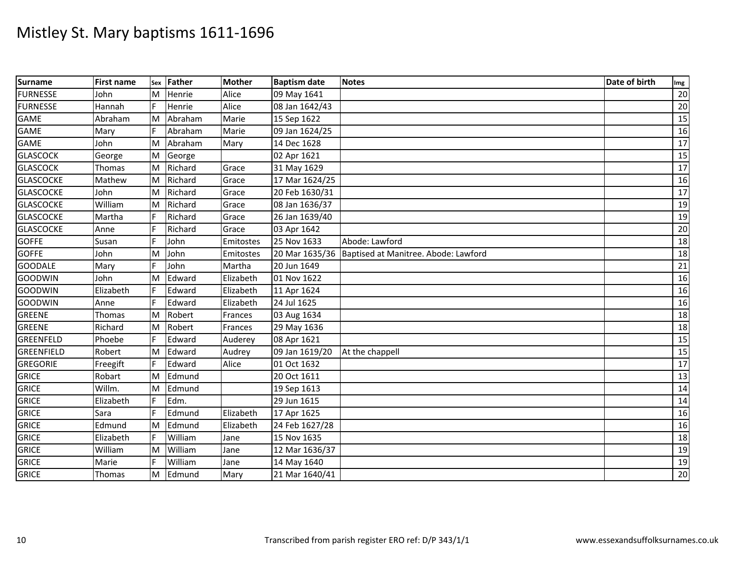# Mistley St. Mary baptisms 1611-1696

| Surname | First name | Sex | Father | Mother | Baptism date | Notes | Date of birth | Img |
|---|---|---|---|---|---|---|---|---|
| FURNESSE | John | M | Henrie | Alice | 09 May 1641 | | | 20 |
| FURNESSE | Hannah | F | Henrie | Alice | 08 Jan 1642/43 | | | 20 |
| GAME | Abraham | M | Abraham | Marie | 15 Sep 1622 | | | 15 |
| GAME | Mary | F | Abraham | Marie | 09 Jan 1624/25 | | | 16 |
| GAME | John | M | Abraham | Mary | 14 Dec 1628 | | | 17 |
| GLASCOCK | George | M | George | | 02 Apr 1621 | | | 15 |
| GLASCOCK | Thomas | M | Richard | Grace | 31 May 1629 | | | 17 |
| GLASCOCKE | Mathew | M | Richard | Grace | 17 Mar 1624/25 | | | 16 |
| GLASCOCKE | John | M | Richard | Grace | 20 Feb 1630/31 | | | 17 |
| GLASCOCKE | William | M | Richard | Grace | 08 Jan 1636/37 | | | 19 |
| GLASCOCKE | Martha | F | Richard | Grace | 26 Jan 1639/40 | | | 19 |
| GLASCOCKE | Anne | F | Richard | Grace | 03 Apr 1642 | | | 20 |
| GOFFE | Susan | F | John | Emitostes | 25 Nov 1633 | Abode: Lawford | | 18 |
| GOFFE | John | M | John | Emitostes | 20 Mar 1635/36 | Baptised at Manitree. Abode: Lawford | | 18 |
| GOODALE | Mary | F | John | Martha | 20 Jun 1649 | | | 21 |
| GOODWIN | John | M | Edward | Elizabeth | 01 Nov 1622 | | | 16 |
| GOODWIN | Elizabeth | F | Edward | Elizabeth | 11 Apr 1624 | | | 16 |
| GOODWIN | Anne | F | Edward | Elizabeth | 24 Jul 1625 | | | 16 |
| GREENE | Thomas | M | Robert | Frances | 03 Aug 1634 | | | 18 |
| GREENE | Richard | M | Robert | Frances | 29 May 1636 | | | 18 |
| GREENFELD | Phoebe | F | Edward | Auderey | 08 Apr 1621 | | | 15 |
| GREENFIELD | Robert | M | Edward | Audrey | 09 Jan 1619/20 | At the chappell | | 15 |
| GREGORIE | Freegift | F | Edward | Alice | 01 Oct 1632 | | | 17 |
| GRICE | Robart | M | Edmund | | 20 Oct 1611 | | | 13 |
| GRICE | Willm. | M | Edmund | | 19 Sep 1613 | | | 14 |
| GRICE | Elizabeth | F | Edm. | | 29 Jun 1615 | | | 14 |
| GRICE | Sara | F | Edmund | Elizabeth | 17 Apr 1625 | | | 16 |
| GRICE | Edmund | M | Edmund | Elizabeth | 24 Feb 1627/28 | | | 16 |
| GRICE | Elizabeth | F | William | Jane | 15 Nov 1635 | | | 18 |
| GRICE | William | M | William | Jane | 12 Mar 1636/37 | | | 19 |
| GRICE | Marie | F | William | Jane | 14 May 1640 | | | 19 |
| GRICE | Thomas | M | Edmund | Mary | 21 Mar 1640/41 | | | 20 |

Transcribed from parish register ERO ref: D/P 343/1/1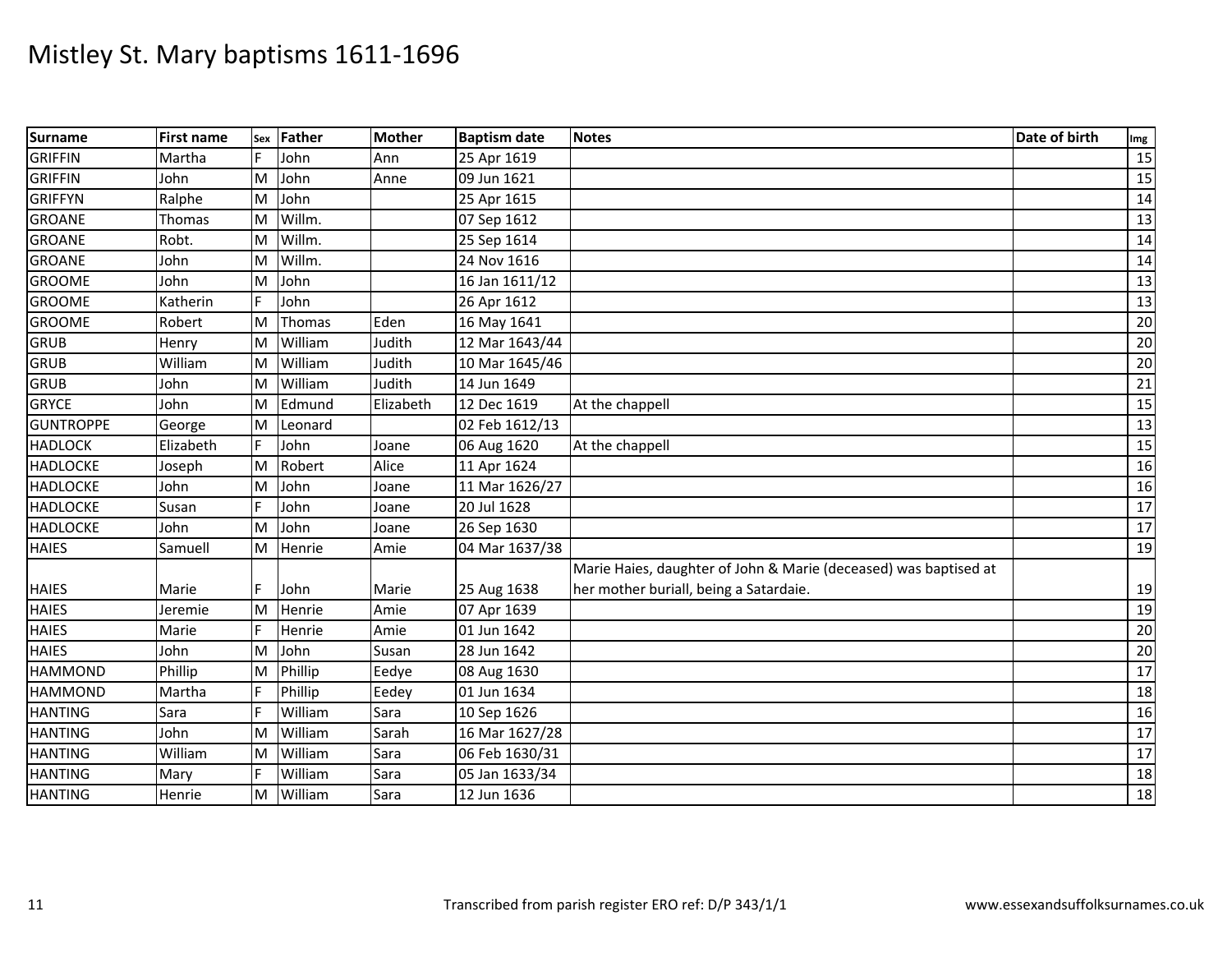# Mistley St. Mary baptisms 1611-1696

| Surname | First name | Sex | Father | Mother | Baptism date | Notes | Date of birth | Img |
|---|---|---|---|---|---|---|---|---|
| GRIFFIN | Martha | F | John | Ann | 25 Apr 1619 | | | 15 |
| GRIFFIN | John | M | John | Anne | 09 Jun 1621 | | | 15 |
| GRIFFYN | Ralphe | M | John | | 25 Apr 1615 | | | 14 |
| GROANE | Thomas | M | Willm. | | 07 Sep 1612 | | | 13 |
| GROANE | Robt. | M | Willm. | | 25 Sep 1614 | | | 14 |
| GROANE | John | M | Willm. | | 24 Nov 1616 | | | 14 |
| GROOME | John | M | John | | 16 Jan 1611/12 | | | 13 |
| GROOME | Katherin | F | John | | 26 Apr 1612 | | | 13 |
| GROOME | Robert | M | Thomas | Eden | 16 May 1641 | | | 20 |
| GRUB | Henry | M | William | Judith | 12 Mar 1643/44 | | | 20 |
| GRUB | William | M | William | Judith | 10 Mar 1645/46 | | | 20 |
| GRUB | John | M | William | Judith | 14 Jun 1649 | | | 21 |
| GRYCE | John | M | Edmund | Elizabeth | 12 Dec 1619 | At the chappell | | 15 |
| GUNTROPPE | George | M | Leonard | | 02 Feb 1612/13 | | | 13 |
| HADLOCK | Elizabeth | F | John | Joane | 06 Aug 1620 | At the chappell | | 15 |
| HADLOCKE | Joseph | M | Robert | Alice | 11 Apr 1624 | | | 16 |
| HADLOCKE | John | M | John | Joane | 11 Mar 1626/27 | | | 16 |
| HADLOCKE | Susan | F | John | Joane | 20 Jul 1628 | | | 17 |
| HADLOCKE | John | M | John | Joane | 26 Sep 1630 | | | 17 |
| HAIES | Samuell | M | Henrie | Amie | 04 Mar 1637/38 | | | 19 |
| HAIES | Marie | F | John | Marie | 25 Aug 1638 | Marie Haies, daughter of John & Marie (deceased) was baptised at her mother buriall, being a Satardaie. | | 19 |
| HAIES | Jeremie | M | Henrie | Amie | 07 Apr 1639 | | | 19 |
| HAIES | Marie | F | Henrie | Amie | 01 Jun 1642 | | | 20 |
| HAIES | John | M | John | Susan | 28 Jun 1642 | | | 20 |
| HAMMOND | Phillip | M | Phillip | Eedye | 08 Aug 1630 | | | 17 |
| HAMMOND | Martha | F | Phillip | Eedey | 01 Jun 1634 | | | 18 |
| HANTING | Sara | F | William | Sara | 10 Sep 1626 | | | 16 |
| HANTING | John | M | William | Sarah | 16 Mar 1627/28 | | | 17 |
| HANTING | William | M | William | Sara | 06 Feb 1630/31 | | | 17 |
| HANTING | Mary | F | William | Sara | 05 Jan 1633/34 | | | 18 |
| HANTING | Henrie | M | William | Sara | 12 Jun 1636 | | | 18 |

Transcribed from parish register ERO ref: D/P 343/1/1 www.essexandsuffolksurnames.co.uk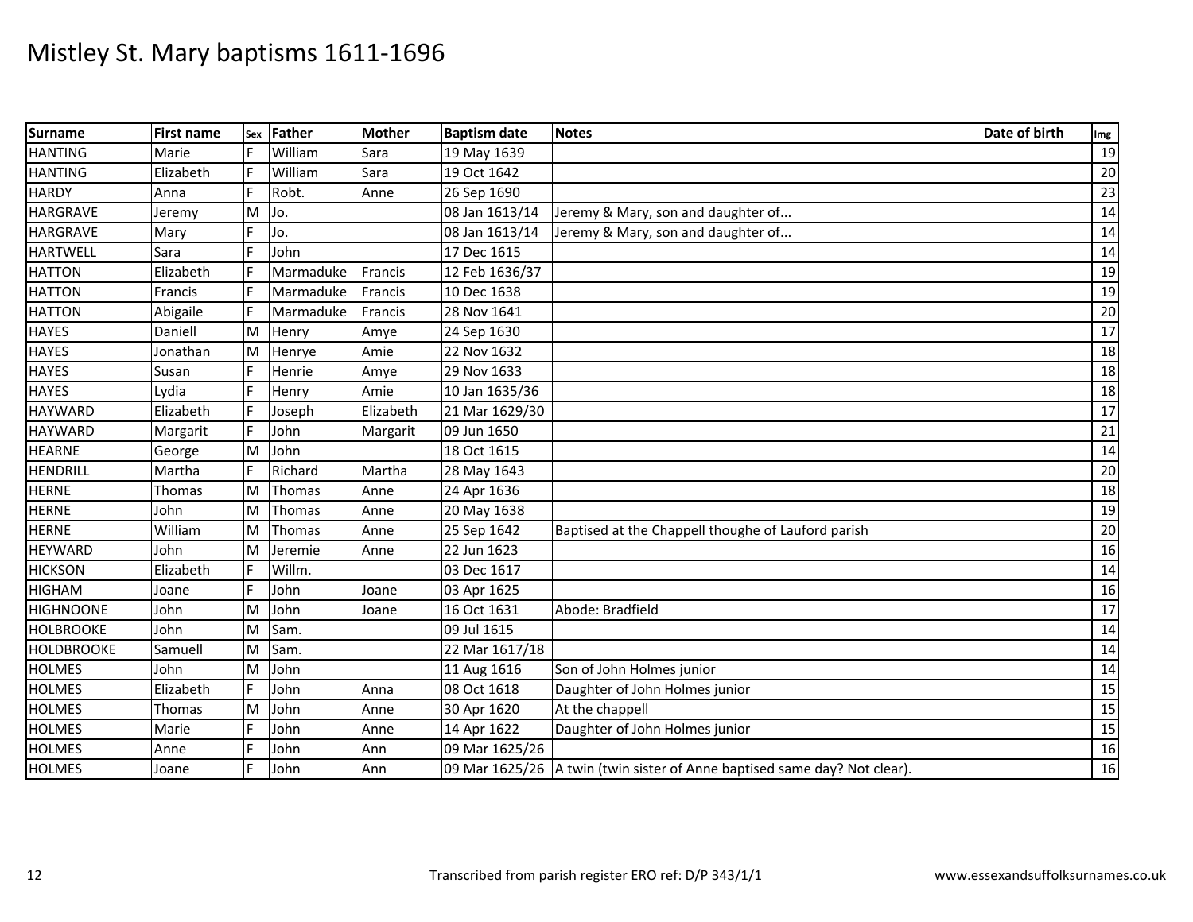# Mistley St. Mary baptisms 1611-1696

| Surname | First name | Sex | Father | Mother | Baptism date | Notes | Date of birth | Img |
|---|---|---|---|---|---|---|---|---|
| HANTING | Marie | F | William | Sara | 19 May 1639 | | | 19 |
| HANTING | Elizabeth | F | William | Sara | 19 Oct 1642 | | | 20 |
| HARDY | Anna | F | Robt. | Anne | 26 Sep 1690 | | | 23 |
| HARGRAVE | Jeremy | M | Jo. | | 08 Jan 1613/14 | Jeremy & Mary, son and daughter of... | | 14 |
| HARGRAVE | Mary | F | Jo. | | 08 Jan 1613/14 | Jeremy & Mary, son and daughter of... | | 14 |
| HARTWELL | Sara | F | John | | 17 Dec 1615 | | | 14 |
| HATTON | Elizabeth | F | Marmaduke | Francis | 12 Feb 1636/37 | | | 19 |
| HATTON | Francis | F | Marmaduke | Francis | 10 Dec 1638 | | | 19 |
| HATTON | Abigaile | F | Marmaduke | Francis | 28 Nov 1641 | | | 20 |
| HAYES | Daniell | M | Henry | Amye | 24 Sep 1630 | | | 17 |
| HAYES | Jonathan | M | Henrye | Amie | 22 Nov 1632 | | | 18 |
| HAYES | Susan | F | Henrie | Amye | 29 Nov 1633 | | | 18 |
| HAYES | Lydia | F | Henry | Amie | 10 Jan 1635/36 | | | 18 |
| HAYWARD | Elizabeth | F | Joseph | Elizabeth | 21 Mar 1629/30 | | | 17 |
| HAYWARD | Margarit | F | John | Margarit | 09 Jun 1650 | | | 21 |
| HEARNE | George | M | John | | 18 Oct 1615 | | | 14 |
| HENDRILL | Martha | F | Richard | Martha | 28 May 1643 | | | 20 |
| HERNE | Thomas | M | Thomas | Anne | 24 Apr 1636 | | | 18 |
| HERNE | John | M | Thomas | Anne | 20 May 1638 | | | 19 |
| HERNE | William | M | Thomas | Anne | 25 Sep 1642 | Baptised at the Chappell thoughe of Lauford parish | | 20 |
| HEYWARD | John | M | Jeremie | Anne | 22 Jun 1623 | | | 16 |
| HICKSON | Elizabeth | F | Willm. | | 03 Dec 1617 | | | 14 |
| HIGHAM | Joane | F | John | Joane | 03 Apr 1625 | | | 16 |
| HIGHNOONE | John | M | John | Joane | 16 Oct 1631 | Abode: Bradfield | | 17 |
| HOLBROOKE | John | M | Sam. | | 09 Jul 1615 | | | 14 |
| HOLDBROOKE | Samuell | M | Sam. | | 22 Mar 1617/18 | | | 14 |
| HOLMES | John | M | John | | 11 Aug 1616 | Son of John Holmes junior | | 14 |
| HOLMES | Elizabeth | F | John | Anna | 08 Oct 1618 | Daughter of John Holmes junior | | 15 |
| HOLMES | Thomas | M | John | Anne | 30 Apr 1620 | At the chappell | | 15 |
| HOLMES | Marie | F | John | Anne | 14 Apr 1622 | Daughter of John Holmes junior | | 15 |
| HOLMES | Anne | F | John | Ann | 09 Mar 1625/26 | | | 16 |
| HOLMES | Joane | F | John | Ann | 09 Mar 1625/26 | A twin (twin sister of Anne baptised same day? Not clear). | | 16 |

Transcribed from parish register ERO ref: D/P 343/1/1 www.essexandsuffolksurnames.co.uk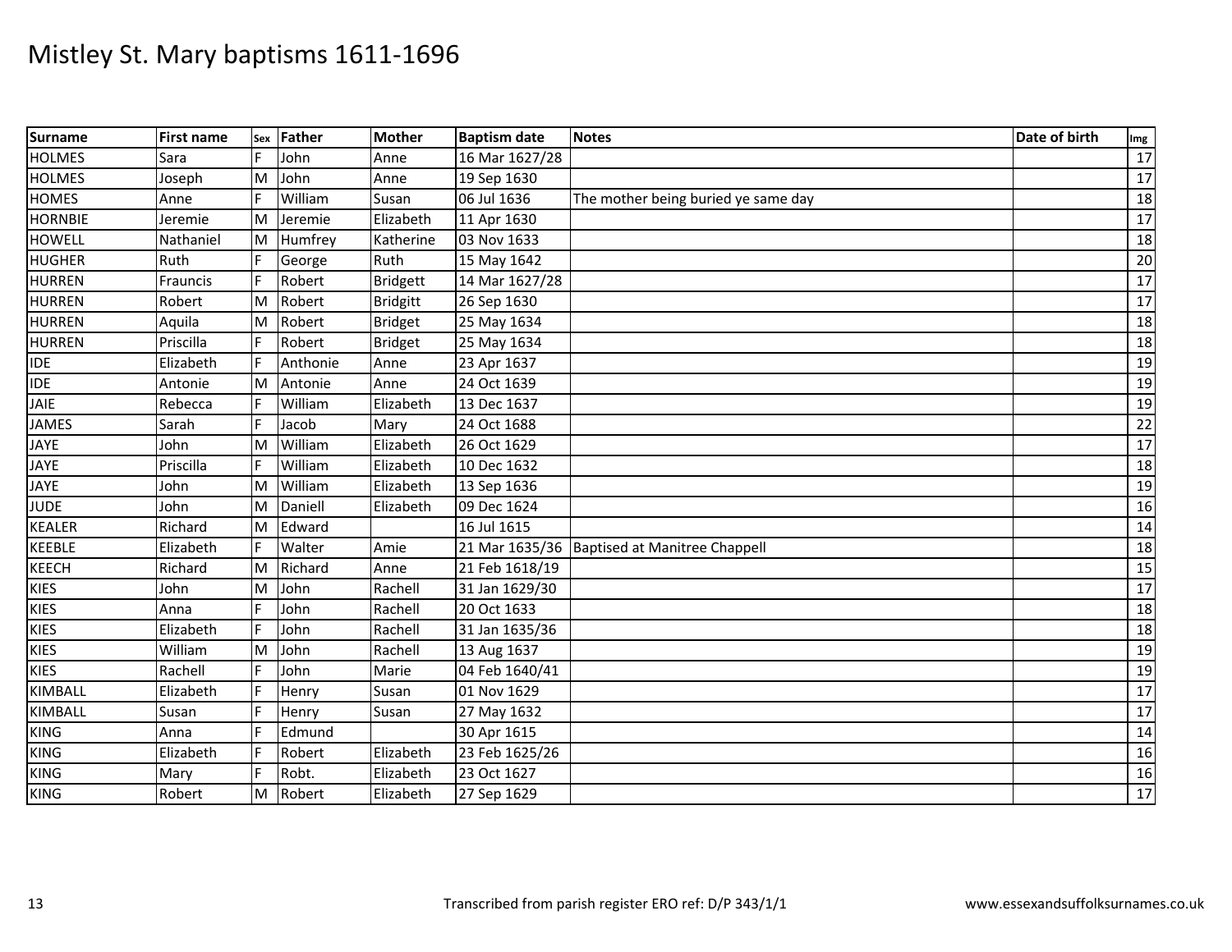# Mistley St. Mary baptisms 1611-1696

| Surname | First name | Sex | Father | Mother | Baptism date | Notes | Date of birth | Img |
|---|---|---|---|---|---|---|---|---|
| HOLMES | Sara | F | John | Anne | 16 Mar 1627/28 | | | 17 |
| HOLMES | Joseph | M | John | Anne | 19 Sep 1630 | | | 17 |
| HOMES | Anne | F | William | Susan | 06 Jul 1636 | The mother being buried ye same day | | 18 |
| HORNBIE | Jeremie | M | Jeremie | Elizabeth | 11 Apr 1630 | | | 17 |
| HOWELL | Nathaniel | M | Humfrey | Katherine | 03 Nov 1633 | | | 18 |
| HUGHER | Ruth | F | George | Ruth | 15 May 1642 | | | 20 |
| HURREN | Frauncis | F | Robert | Bridgett | 14 Mar 1627/28 | | | 17 |
| HURREN | Robert | M | Robert | Bridgitt | 26 Sep 1630 | | | 17 |
| HURREN | Aquila | M | Robert | Bridget | 25 May 1634 | | | 18 |
| HURREN | Priscilla | F | Robert | Bridget | 25 May 1634 | | | 18 |
| IDE | Elizabeth | F | Anthonie | Anne | 23 Apr 1637 | | | 19 |
| IDE | Antonie | M | Antonie | Anne | 24 Oct 1639 | | | 19 |
| JAIE | Rebecca | F | William | Elizabeth | 13 Dec 1637 | | | 19 |
| JAMES | Sarah | F | Jacob | Mary | 24 Oct 1688 | | | 22 |
| JAYE | John | M | William | Elizabeth | 26 Oct 1629 | | | 17 |
| JAYE | Priscilla | F | William | Elizabeth | 10 Dec 1632 | | | 18 |
| JAYE | John | M | William | Elizabeth | 13 Sep 1636 | | | 19 |
| JUDE | John | M | Daniell | Elizabeth | 09 Dec 1624 | | | 16 |
| KEALER | Richard | M | Edward | | 16 Jul 1615 | | | 14 |
| KEEBLE | Elizabeth | F | Walter | Amie | 21 Mar 1635/36 | Baptised at Manitree Chappell | | 18 |
| KEECH | Richard | M | Richard | Anne | 21 Feb 1618/19 | | | 15 |
| KIES | John | M | John | Rachell | 31 Jan 1629/30 | | | 17 |
| KIES | Anna | F | John | Rachell | 20 Oct 1633 | | | 18 |
| KIES | Elizabeth | F | John | Rachell | 31 Jan 1635/36 | | | 18 |
| KIES | William | M | John | Rachell | 13 Aug 1637 | | | 19 |
| KIES | Rachell | F | John | Marie | 04 Feb 1640/41 | | | 19 |
| KIMBALL | Elizabeth | F | Henry | Susan | 01 Nov 1629 | | | 17 |
| KIMBALL | Susan | F | Henry | Susan | 27 May 1632 | | | 17 |
| KING | Anna | F | Edmund | | 30 Apr 1615 | | | 14 |
| KING | Elizabeth | F | Robert | Elizabeth | 23 Feb 1625/26 | | | 16 |
| KING | Mary | F | Robt. | Elizabeth | 23 Oct 1627 | | | 16 |
| KING | Robert | M | Robert | Elizabeth | 27 Sep 1629 | | | 17 |

Transcribed from parish register ERO ref: D/P 343/1/1

www.essexandsuffolksurnames.co.uk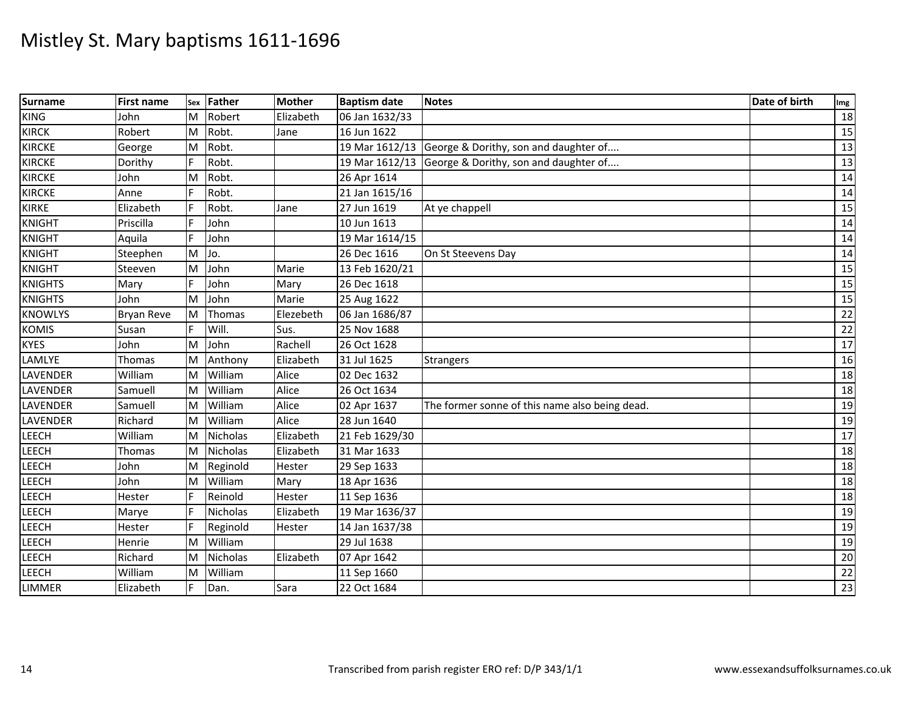# Mistley St. Mary baptisms 1611-1696

| Surname | First name | Sex | Father | Mother | Baptism date | Notes | Date of birth | Img |
|---|---|---|---|---|---|---|---|---|
| KING | John | M | Robert | Elizabeth | 06 Jan 1632/33 | | | 18 |
| KIRCK | Robert | M | Robt. | Jane | 16 Jun 1622 | | | 15 |
| KIRCKE | George | M | Robt. | | 19 Mar 1612/13 | George & Dorithy, son and daughter of.... | | 13 |
| KIRCKE | Dorithy | F | Robt. | | 19 Mar 1612/13 | George & Dorithy, son and daughter of.... | | 13 |
| KIRCKE | John | M | Robt. | | 26 Apr 1614 | | | 14 |
| KIRCKE | Anne | F | Robt. | | 21 Jan 1615/16 | | | 14 |
| KIRKE | Elizabeth | F | Robt. | Jane | 27 Jun 1619 | At ye chappell | | 15 |
| KNIGHT | Priscilla | F | John | | 10 Jun 1613 | | | 14 |
| KNIGHT | Aquila | F | John | | 19 Mar 1614/15 | | | 14 |
| KNIGHT | Steephen | M | Jo. | | 26 Dec 1616 | On St Steevens Day | | 14 |
| KNIGHT | Steeven | M | John | Marie | 13 Feb 1620/21 | | | 15 |
| KNIGHTS | Mary | F | John | Mary | 26 Dec 1618 | | | 15 |
| KNIGHTS | John | M | John | Marie | 25 Aug 1622 | | | 15 |
| KNOWLYS | Bryan Reve | M | Thomas | Elezebeth | 06 Jan 1686/87 | | | 22 |
| KOMIS | Susan | F | Will. | Sus. | 25 Nov 1688 | | | 22 |
| KYES | John | M | John | Rachell | 26 Oct 1628 | | | 17 |
| LAMLYE | Thomas | M | Anthony | Elizabeth | 31 Jul 1625 | Strangers | | 16 |
| LAVENDER | William | M | William | Alice | 02 Dec 1632 | | | 18 |
| LAVENDER | Samuell | M | William | Alice | 26 Oct 1634 | | | 18 |
| LAVENDER | Samuell | M | William | Alice | 02 Apr 1637 | The former sonne of this name also being dead. | | 19 |
| LAVENDER | Richard | M | William | Alice | 28 Jun 1640 | | | 19 |
| LEECH | William | M | Nicholas | Elizabeth | 21 Feb 1629/30 | | | 17 |
| LEECH | Thomas | M | Nicholas | Elizabeth | 31 Mar 1633 | | | 18 |
| LEECH | John | M | Reginold | Hester | 29 Sep 1633 | | | 18 |
| LEECH | John | M | William | Mary | 18 Apr 1636 | | | 18 |
| LEECH | Hester | F | Reinold | Hester | 11 Sep 1636 | | | 18 |
| LEECH | Marye | F | Nicholas | Elizabeth | 19 Mar 1636/37 | | | 19 |
| LEECH | Hester | F | Reginold | Hester | 14 Jan 1637/38 | | | 19 |
| LEECH | Henrie | M | William | | 29 Jul 1638 | | | 19 |
| LEECH | Richard | M | Nicholas | Elizabeth | 07 Apr 1642 | | | 20 |
| LEECH | William | M | William | | 11 Sep 1660 | | | 22 |
| LIMMER | Elizabeth | F | Dan. | Sara | 22 Oct 1684 | | | 23 |

Transcribed from parish register ERO ref: D/P 343/1/1 www.essexandsuffolksurnames.co.uk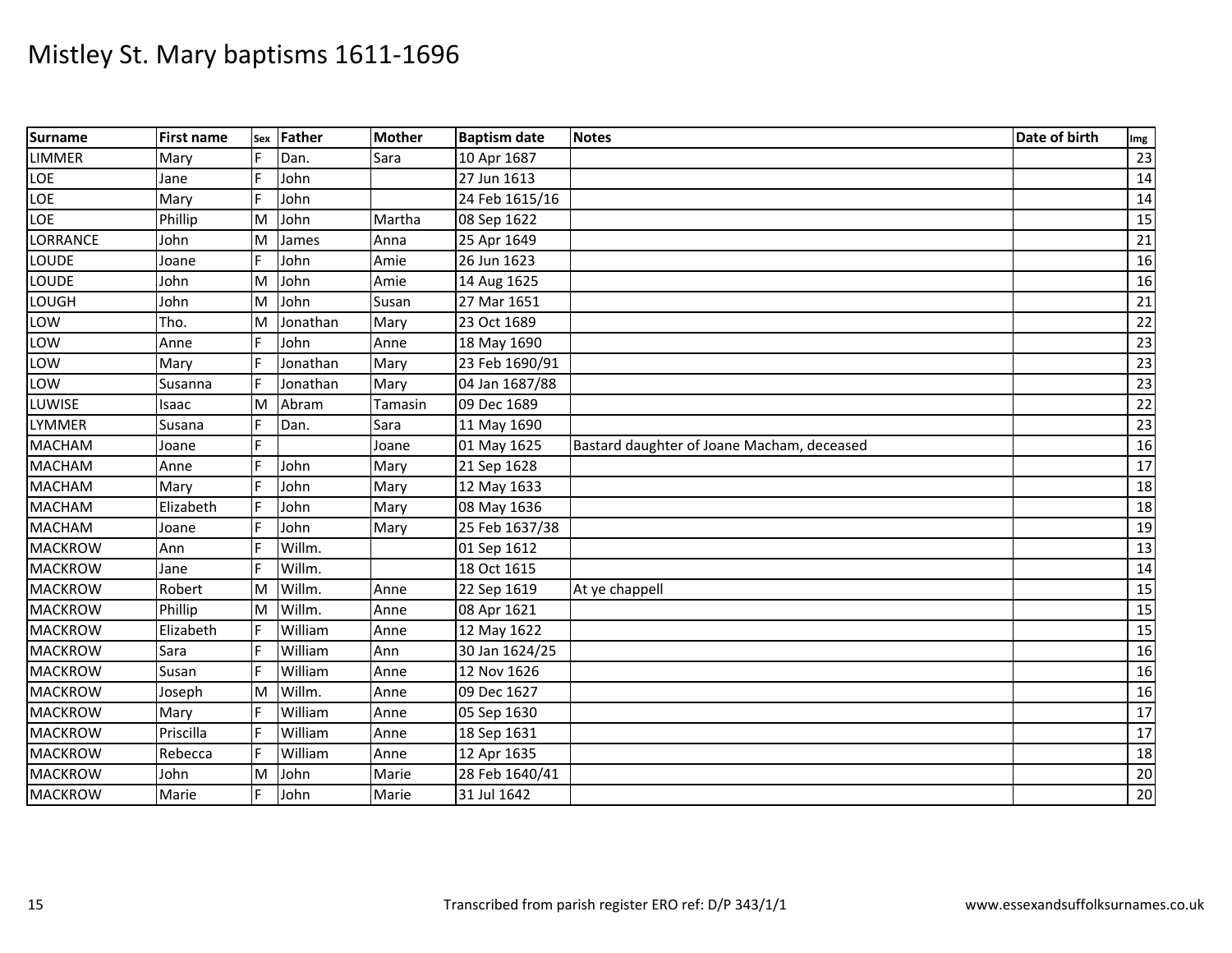# Mistley St. Mary baptisms 1611-1696

| Surname | First name | Sex | Father | Mother | Baptism date | Notes | Date of birth | Img |
|---|---|---|---|---|---|---|---|---|
| LIMMER | Mary | F | Dan. | Sara | 10 Apr 1687 | | | 23 |
| LOE | Jane | F | John | | 27 Jun 1613 | | | 14 |
| LOE | Mary | F | John | | 24 Feb 1615/16 | | | 14 |
| LOE | Phillip | M | John | Martha | 08 Sep 1622 | | | 15 |
| LORRANCE | John | M | James | Anna | 25 Apr 1649 | | | 21 |
| LOUDE | Joane | F | John | Amie | 26 Jun 1623 | | | 16 |
| LOUDE | John | M | John | Amie | 14 Aug 1625 | | | 16 |
| LOUGH | John | M | John | Susan | 27 Mar 1651 | | | 21 |
| LOW | Tho. | M | Jonathan | Mary | 23 Oct 1689 | | | 22 |
| LOW | Anne | F | John | Anne | 18 May 1690 | | | 23 |
| LOW | Mary | F | Jonathan | Mary | 23 Feb 1690/91 | | | 23 |
| LOW | Susanna | F | Jonathan | Mary | 04 Jan 1687/88 | | | 23 |
| LUWISE | Isaac | M | Abram | Tamasin | 09 Dec 1689 | | | 22 |
| LYMMER | Susana | F | Dan. | Sara | 11 May 1690 | | | 23 |
| MACHAM | Joane | F | | Joane | 01 May 1625 | Bastard daughter of Joane Macham, deceased | | 16 |
| MACHAM | Anne | F | John | Mary | 21 Sep 1628 | | | 17 |
| MACHAM | Mary | F | John | Mary | 12 May 1633 | | | 18 |
| MACHAM | Elizabeth | F | John | Mary | 08 May 1636 | | | 18 |
| MACHAM | Joane | F | John | Mary | 25 Feb 1637/38 | | | 19 |
| MACKROW | Ann | F | Willm. | | 01 Sep 1612 | | | 13 |
| MACKROW | Jane | F | Willm. | | 18 Oct 1615 | | | 14 |
| MACKROW | Robert | M | Willm. | Anne | 22 Sep 1619 | At ye chappell | | 15 |
| MACKROW | Phillip | M | Willm. | Anne | 08 Apr 1621 | | | 15 |
| MACKROW | Elizabeth | F | William | Anne | 12 May 1622 | | | 15 |
| MACKROW | Sara | F | William | Ann | 30 Jan 1624/25 | | | 16 |
| MACKROW | Susan | F | William | Anne | 12 Nov 1626 | | | 16 |
| MACKROW | Joseph | M | Willm. | Anne | 09 Dec 1627 | | | 16 |
| MACKROW | Mary | F | William | Anne | 05 Sep 1630 | | | 17 |
| MACKROW | Priscilla | F | William | Anne | 18 Sep 1631 | | | 17 |
| MACKROW | Rebecca | F | William | Anne | 12 Apr 1635 | | | 18 |
| MACKROW | John | M | John | Marie | 28 Feb 1640/41 | | | 20 |
| MACKROW | Marie | F | John | Marie | 31 Jul 1642 | | | 20 |

Transcribed from parish register ERO ref: D/P 343/1/1

www.essexandsuffolksurnames.co.uk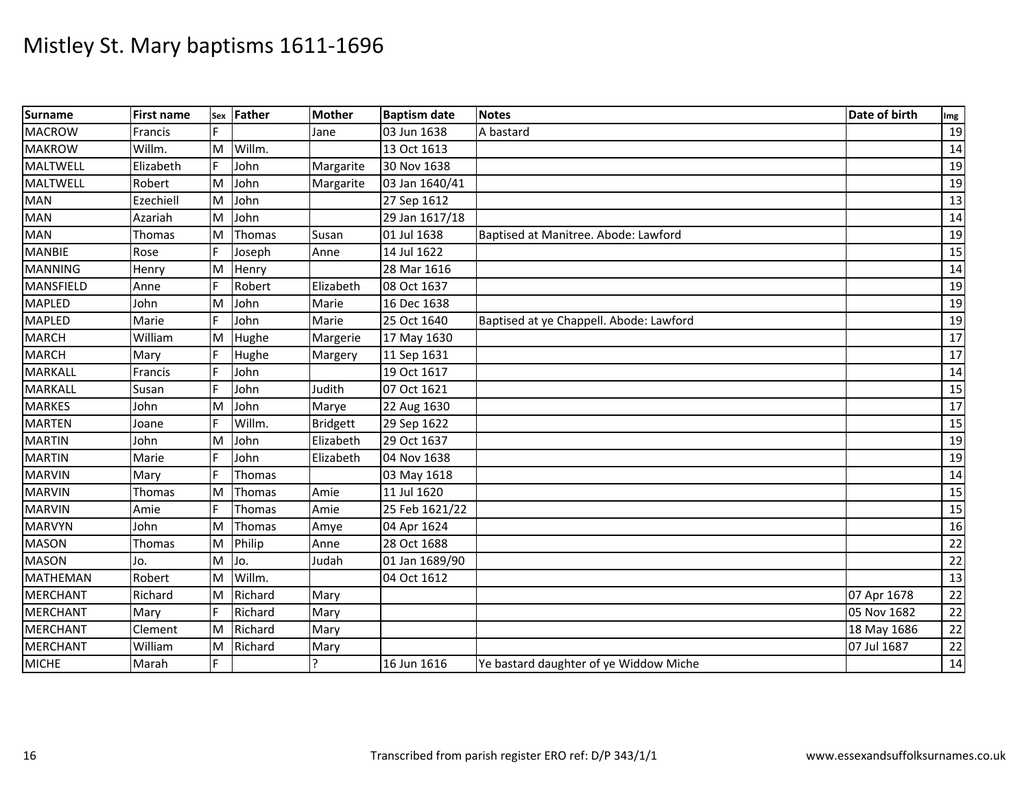# Mistley St. Mary baptisms 1611-1696

| Surname | First name | Sex | Father | Mother | Baptism date | Notes | Date of birth | Img |
|---|---|---|---|---|---|---|---|---|
| MACROW | Francis | F | | Jane | 03 Jun 1638 | A bastard | | 19 |
| MAKROW | Willm. | M | Willm. | | 13 Oct 1613 | | | 14 |
| MALTWELL | Elizabeth | F | John | Margarite | 30 Nov 1638 | | | 19 |
| MALTWELL | Robert | M | John | Margarite | 03 Jan 1640/41 | | | 19 |
| MAN | Ezechiell | M | John | | 27 Sep 1612 | | | 13 |
| MAN | Azariah | M | John | | 29 Jan 1617/18 | | | 14 |
| MAN | Thomas | M | Thomas | Susan | 01 Jul 1638 | Baptised at Manitree. Abode: Lawford | | 19 |
| MANBIE | Rose | F | Joseph | Anne | 14 Jul 1622 | | | 15 |
| MANNING | Henry | M | Henry | | 28 Mar 1616 | | | 14 |
| MANSFIELD | Anne | F | Robert | Elizabeth | 08 Oct 1637 | | | 19 |
| MAPLED | John | M | John | Marie | 16 Dec 1638 | | | 19 |
| MAPLED | Marie | F | John | Marie | 25 Oct 1640 | Baptised at ye Chappell. Abode: Lawford | | 19 |
| MARCH | William | M | Hughe | Margerie | 17 May 1630 | | | 17 |
| MARCH | Mary | F | Hughe | Margery | 11 Sep 1631 | | | 17 |
| MARKALL | Francis | F | John | | 19 Oct 1617 | | | 14 |
| MARKALL | Susan | F | John | Judith | 07 Oct 1621 | | | 15 |
| MARKES | John | M | John | Marye | 22 Aug 1630 | | | 17 |
| MARTEN | Joane | F | Willm. | Bridgett | 29 Sep 1622 | | | 15 |
| MARTIN | John | M | John | Elizabeth | 29 Oct 1637 | | | 19 |
| MARTIN | Marie | F | John | Elizabeth | 04 Nov 1638 | | | 19 |
| MARVIN | Mary | F | Thomas | | 03 May 1618 | | | 14 |
| MARVIN | Thomas | M | Thomas | Amie | 11 Jul 1620 | | | 15 |
| MARVIN | Amie | F | Thomas | Amie | 25 Feb 1621/22 | | | 15 |
| MARVYN | John | M | Thomas | Amye | 04 Apr 1624 | | | 16 |
| MASON | Thomas | M | Philip | Anne | 28 Oct 1688 | | | 22 |
| MASON | Jo. | M | Jo. | Judah | 01 Jan 1689/90 | | | 22 |
| MATHEMAN | Robert | M | Willm. | | 04 Oct 1612 | | | 13 |
| MERCHANT | Richard | M | Richard | Mary | | | 07 Apr 1678 | 22 |
| MERCHANT | Mary | F | Richard | Mary | | | 05 Nov 1682 | 22 |
| MERCHANT | Clement | M | Richard | Mary | | | 18 May 1686 | 22 |
| MERCHANT | William | M | Richard | Mary | | | 07 Jul 1687 | 22 |
| MICHE | Marah | F | | ? | 16 Jun 1616 | Ye bastard daughter of ye Widdow Miche | | 14 |

Transcribed from parish register ERO ref: D/P 343/1/1 www.essexandsuffolksurnames.co.uk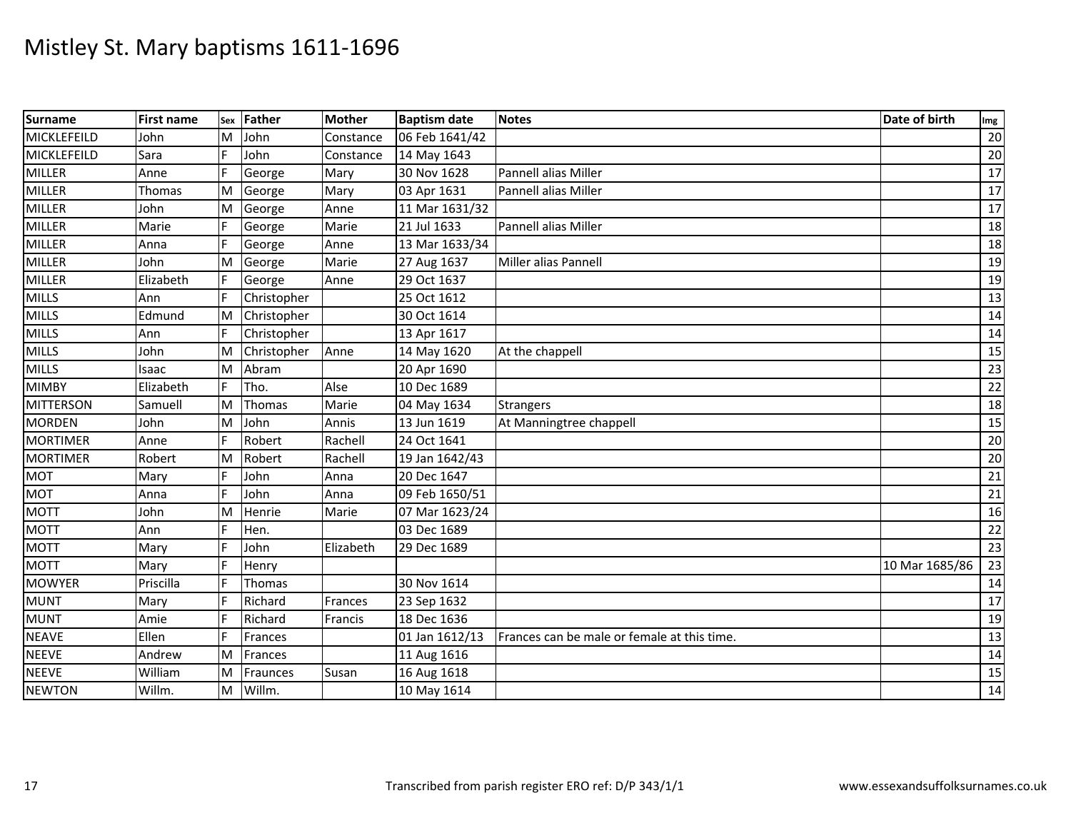# Mistley St. Mary baptisms 1611-1696

| Surname | First name | Sex | Father | Mother | Baptism date | Notes | Date of birth | Img |
|---|---|---|---|---|---|---|---|---|
| MICKLEFEILD | John | M | John | Constance | 06 Feb 1641/42 | | | 20 |
| MICKLEFEILD | Sara | F | John | Constance | 14 May 1643 | | | 20 |
| MILLER | Anne | F | George | Mary | 30 Nov 1628 | Pannell alias Miller | | 17 |
| MILLER | Thomas | M | George | Mary | 03 Apr 1631 | Pannell alias Miller | | 17 |
| MILLER | John | M | George | Anne | 11 Mar 1631/32 | | | 17 |
| MILLER | Marie | F | George | Marie | 21 Jul 1633 | Pannell alias Miller | | 18 |
| MILLER | Anna | F | George | Anne | 13 Mar 1633/34 | | | 18 |
| MILLER | John | M | George | Marie | 27 Aug 1637 | Miller alias Pannell | | 19 |
| MILLER | Elizabeth | F | George | Anne | 29 Oct 1637 | | | 19 |
| MILLS | Ann | F | Christopher | | 25 Oct 1612 | | | 13 |
| MILLS | Edmund | M | Christopher | | 30 Oct 1614 | | | 14 |
| MILLS | Ann | F | Christopher | | 13 Apr 1617 | | | 14 |
| MILLS | John | M | Christopher | Anne | 14 May 1620 | At the chappell | | 15 |
| MILLS | Isaac | M | Abram | | 20 Apr 1690 | | | 23 |
| MIMBY | Elizabeth | F | Tho. | Alse | 10 Dec 1689 | | | 22 |
| MITTERSON | Samuell | M | Thomas | Marie | 04 May 1634 | Strangers | | 18 |
| MORDEN | John | M | John | Annis | 13 Jun 1619 | At Manningtree chappell | | 15 |
| MORTIMER | Anne | F | Robert | Rachell | 24 Oct 1641 | | | 20 |
| MORTIMER | Robert | M | Robert | Rachell | 19 Jan 1642/43 | | | 20 |
| MOT | Mary | F | John | Anna | 20 Dec 1647 | | | 21 |
| MOT | Anna | F | John | Anna | 09 Feb 1650/51 | | | 21 |
| MOTT | John | M | Henrie | Marie | 07 Mar 1623/24 | | | 16 |
| MOTT | Ann | F | Hen. | | 03 Dec 1689 | | | 22 |
| MOTT | Mary | F | John | Elizabeth | 29 Dec 1689 | | | 23 |
| MOTT | Mary | F | Henry | | | | 10 Mar 1685/86 | 23 |
| MOWYER | Priscilla | F | Thomas | | 30 Nov 1614 | | | 14 |
| MUNT | Mary | F | Richard | Frances | 23 Sep 1632 | | | 17 |
| MUNT | Amie | F | Richard | Francis | 18 Dec 1636 | | | 19 |
| NEAVE | Ellen | F | Frances | | 01 Jan 1612/13 | Frances can be male or female at this time. | | 13 |
| NEEVE | Andrew | M | Frances | | 11 Aug 1616 | | | 14 |
| NEEVE | William | M | Fraunces | Susan | 16 Aug 1618 | | | 15 |
| NEWTON | Willm. | M | Willm. | | 10 May 1614 | | | 14 |

Transcribed from parish register ERO ref: D/P 343/1/1

www.essexandsuffolksurnames.co.uk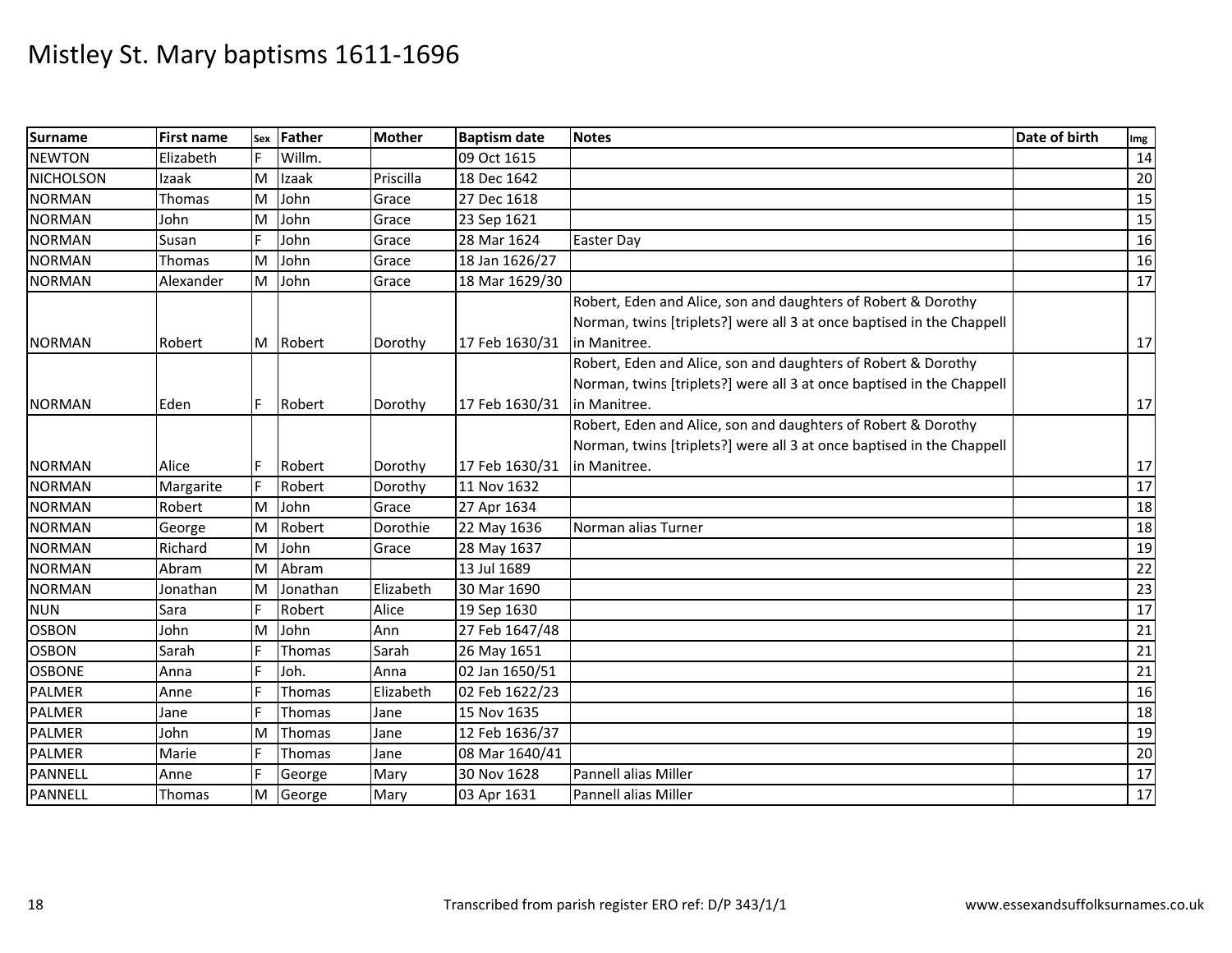# Mistley St. Mary baptisms 1611-1696

| Surname | First name | Sex | Father | Mother | Baptism date | Notes | Date of birth | Img |
|---|---|---|---|---|---|---|---|---|
| NEWTON | Elizabeth | F | Willm. | | 09 Oct 1615 | | | 14 |
| NICHOLSON | Izaak | M | Izaak | Priscilla | 18 Dec 1642 | | | 20 |
| NORMAN | Thomas | M | John | Grace | 27 Dec 1618 | | | 15 |
| NORMAN | John | M | John | Grace | 23 Sep 1621 | | | 15 |
| NORMAN | Susan | F | John | Grace | 28 Mar 1624 | Easter Day | | 16 |
| NORMAN | Thomas | M | John | Grace | 18 Jan 1626/27 | | | 16 |
| NORMAN | Alexander | M | John | Grace | 18 Mar 1629/30 | | | 17 |
| NORMAN | Robert | M | Robert | Dorothy | 17 Feb 1630/31 | Robert, Eden and Alice, son and daughters of Robert & Dorothy Norman, twins [triplets?] were all 3 at once baptised in the Chappell in Manitree. | | 17 |
| NORMAN | Eden | F | Robert | Dorothy | 17 Feb 1630/31 | Robert, Eden and Alice, son and daughters of Robert & Dorothy Norman, twins [triplets?] were all 3 at once baptised in the Chappell in Manitree. | | 17 |
| NORMAN | Alice | F | Robert | Dorothy | 17 Feb 1630/31 | Robert, Eden and Alice, son and daughters of Robert & Dorothy Norman, twins [triplets?] were all 3 at once baptised in the Chappell in Manitree. | | 17 |
| NORMAN | Margarite | F | Robert | Dorothy | 11 Nov 1632 | | | 17 |
| NORMAN | Robert | M | John | Grace | 27 Apr 1634 | | | 18 |
| NORMAN | George | M | Robert | Dorothie | 22 May 1636 | Norman alias Turner | | 18 |
| NORMAN | Richard | M | John | Grace | 28 May 1637 | | | 19 |
| NORMAN | Abram | M | Abram | | 13 Jul 1689 | | | 22 |
| NORMAN | Jonathan | M | Jonathan | Elizabeth | 30 Mar 1690 | | | 23 |
| NUN | Sara | F | Robert | Alice | 19 Sep 1630 | | | 17 |
| OSBON | John | M | John | Ann | 27 Feb 1647/48 | | | 21 |
| OSBON | Sarah | F | Thomas | Sarah | 26 May 1651 | | | 21 |
| OSBONE | Anna | F | Joh. | Anna | 02 Jan 1650/51 | | | 21 |
| PALMER | Anne | F | Thomas | Elizabeth | 02 Feb 1622/23 | | | 16 |
| PALMER | Jane | F | Thomas | Jane | 15 Nov 1635 | | | 18 |
| PALMER | John | M | Thomas | Jane | 12 Feb 1636/37 | | | 19 |
| PALMER | Marie | F | Thomas | Jane | 08 Mar 1640/41 | | | 20 |
| PANNELL | Anne | F | George | Mary | 30 Nov 1628 | Pannell alias Miller | | 17 |
| PANNELL | Thomas | M | George | Mary | 03 Apr 1631 | Pannell alias Miller | | 17 |

Transcribed from parish register ERO ref: D/P 343/1/1 www.essexandsuffolksurnames.co.uk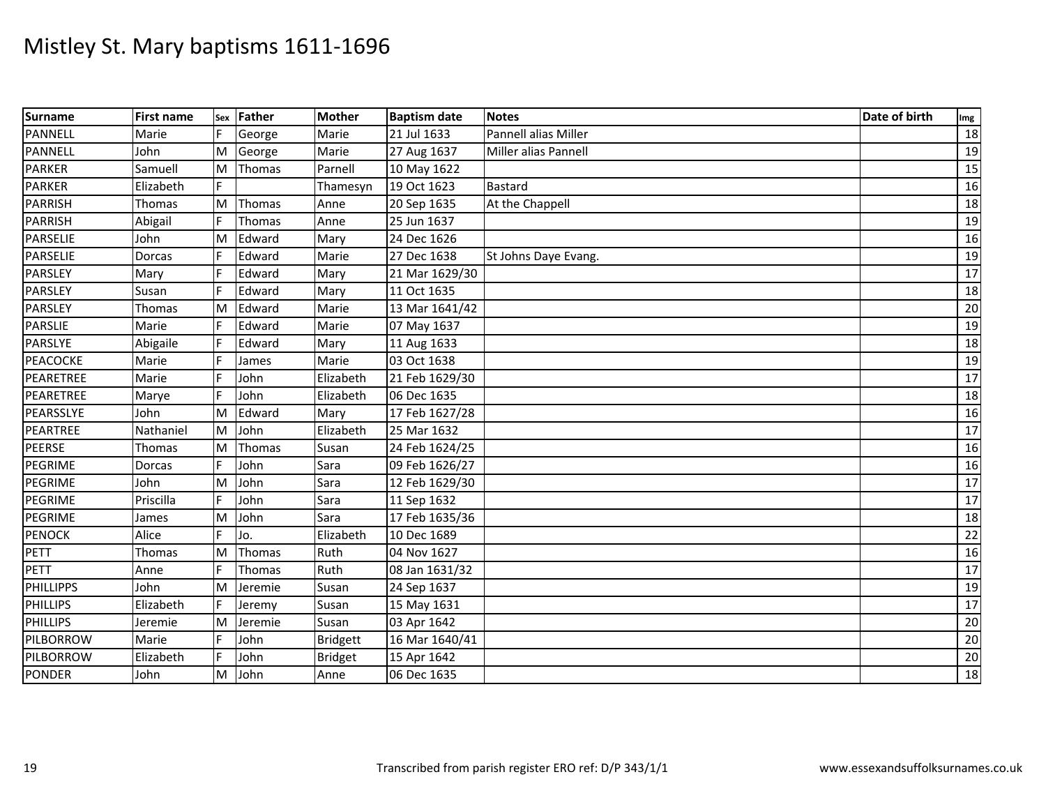# Mistley St. Mary baptisms 1611-1696

| Surname | First name | Sex | Father | Mother | Baptism date | Notes | Date of birth | Img |
|---|---|---|---|---|---|---|---|---|
| PANNELL | Marie | F | George | Marie | 21 Jul 1633 | Pannell alias Miller | | 18 |
| PANNELL | John | M | George | Marie | 27 Aug 1637 | Miller alias Pannell | | 19 |
| PARKER | Samuell | M | Thomas | Parnell | 10 May 1622 | | | 15 |
| PARKER | Elizabeth | F | | Thamesyn | 19 Oct 1623 | Bastard | | 16 |
| PARRISH | Thomas | M | Thomas | Anne | 20 Sep 1635 | At the Chappell | | 18 |
| PARRISH | Abigail | F | Thomas | Anne | 25 Jun 1637 | | | 19 |
| PARSELIE | John | M | Edward | Mary | 24 Dec 1626 | | | 16 |
| PARSELIE | Dorcas | F | Edward | Marie | 27 Dec 1638 | St Johns Daye Evang. | | 19 |
| PARSLEY | Mary | F | Edward | Mary | 21 Mar 1629/30 | | | 17 |
| PARSLEY | Susan | F | Edward | Mary | 11 Oct 1635 | | | 18 |
| PARSLEY | Thomas | M | Edward | Marie | 13 Mar 1641/42 | | | 20 |
| PARSLIE | Marie | F | Edward | Marie | 07 May 1637 | | | 19 |
| PARSLYE | Abigaile | F | Edward | Mary | 11 Aug 1633 | | | 18 |
| PEACOCKE | Marie | F | James | Marie | 03 Oct 1638 | | | 19 |
| PEARETREE | Marie | F | John | Elizabeth | 21 Feb 1629/30 | | | 17 |
| PEARETREE | Marye | F | John | Elizabeth | 06 Dec 1635 | | | 18 |
| PEARSSLYE | John | M | Edward | Mary | 17 Feb 1627/28 | | | 16 |
| PEARTREE | Nathaniel | M | John | Elizabeth | 25 Mar 1632 | | | 17 |
| PEERSE | Thomas | M | Thomas | Susan | 24 Feb 1624/25 | | | 16 |
| PEGRIME | Dorcas | F | John | Sara | 09 Feb 1626/27 | | | 16 |
| PEGRIME | John | M | John | Sara | 12 Feb 1629/30 | | | 17 |
| PEGRIME | Priscilla | F | John | Sara | 11 Sep 1632 | | | 17 |
| PEGRIME | James | M | John | Sara | 17 Feb 1635/36 | | | 18 |
| PENOCK | Alice | F | Jo. | Elizabeth | 10 Dec 1689 | | | 22 |
| PETT | Thomas | M | Thomas | Ruth | 04 Nov 1627 | | | 16 |
| PETT | Anne | F | Thomas | Ruth | 08 Jan 1631/32 | | | 17 |
| PHILLIPPS | John | M | Jeremie | Susan | 24 Sep 1637 | | | 19 |
| PHILLIPS | Elizabeth | F | Jeremy | Susan | 15 May 1631 | | | 17 |
| PHILLIPS | Jeremie | M | Jeremie | Susan | 03 Apr 1642 | | | 20 |
| PILBORROW | Marie | F | John | Bridgett | 16 Mar 1640/41 | | | 20 |
| PILBORROW | Elizabeth | F | John | Bridget | 15 Apr 1642 | | | 20 |
| PONDER | John | M | John | Anne | 06 Dec 1635 | | | 18 |

Transcribed from parish register ERO ref: D/P 343/1/1

www.essexandsuffolksurnames.co.uk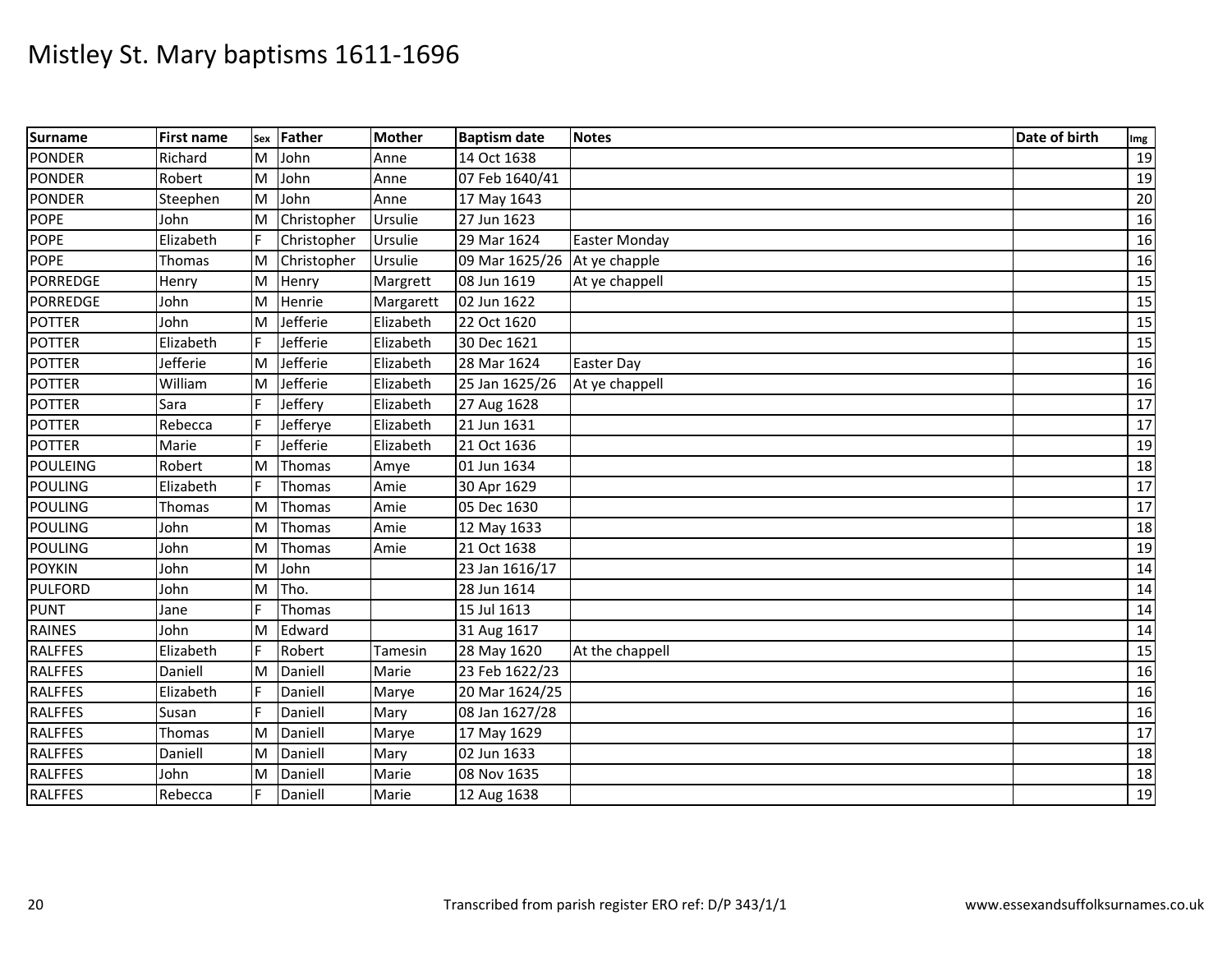# Mistley St. Mary baptisms 1611-1696

| Surname | First name | Sex | Father | Mother | Baptism date | Notes | Date of birth | Img |
|---|---|---|---|---|---|---|---|---|
| PONDER | Richard | M | John | Anne | 14 Oct 1638 | | | 19 |
| PONDER | Robert | M | John | Anne | 07 Feb 1640/41 | | | 19 |
| PONDER | Steephen | M | John | Anne | 17 May 1643 | | | 20 |
| POPE | John | M | Christopher | Ursulie | 27 Jun 1623 | | | 16 |
| POPE | Elizabeth | F | Christopher | Ursulie | 29 Mar 1624 | Easter Monday | | 16 |
| POPE | Thomas | M | Christopher | Ursulie | 09 Mar 1625/26 | At ye chapple | | 16 |
| PORREDGE | Henry | M | Henry | Margrett | 08 Jun 1619 | At ye chappell | | 15 |
| PORREDGE | John | M | Henrie | Margarett | 02 Jun 1622 | | | 15 |
| POTTER | John | M | Jefferie | Elizabeth | 22 Oct 1620 | | | 15 |
| POTTER | Elizabeth | F | Jefferie | Elizabeth | 30 Dec 1621 | | | 15 |
| POTTER | Jefferie | M | Jefferie | Elizabeth | 28 Mar 1624 | Easter Day | | 16 |
| POTTER | William | M | Jefferie | Elizabeth | 25 Jan 1625/26 | At ye chappell | | 16 |
| POTTER | Sara | F | Jeffery | Elizabeth | 27 Aug 1628 | | | 17 |
| POTTER | Rebecca | F | Jefferye | Elizabeth | 21 Jun 1631 | | | 17 |
| POTTER | Marie | F | Jefferie | Elizabeth | 21 Oct 1636 | | | 19 |
| POULEING | Robert | M | Thomas | Amye | 01 Jun 1634 | | | 18 |
| POULING | Elizabeth | F | Thomas | Amie | 30 Apr 1629 | | | 17 |
| POULING | Thomas | M | Thomas | Amie | 05 Dec 1630 | | | 17 |
| POULING | John | M | Thomas | Amie | 12 May 1633 | | | 18 |
| POULING | John | M | Thomas | Amie | 21 Oct 1638 | | | 19 |
| POYKIN | John | M | John | | 23 Jan 1616/17 | | | 14 |
| PULFORD | John | M | Tho. | | 28 Jun 1614 | | | 14 |
| PUNT | Jane | F | Thomas | | 15 Jul 1613 | | | 14 |
| RAINES | John | M | Edward | | 31 Aug 1617 | | | 14 |
| RALFFES | Elizabeth | F | Robert | Tamesin | 28 May 1620 | At the chappell | | 15 |
| RALFFES | Daniell | M | Daniell | Marie | 23 Feb 1622/23 | | | 16 |
| RALFFES | Elizabeth | F | Daniell | Marye | 20 Mar 1624/25 | | | 16 |
| RALFFES | Susan | F | Daniell | Mary | 08 Jan 1627/28 | | | 16 |
| RALFFES | Thomas | M | Daniell | Marye | 17 May 1629 | | | 17 |
| RALFFES | Daniell | M | Daniell | Mary | 02 Jun 1633 | | | 18 |
| RALFFES | John | M | Daniell | Marie | 08 Nov 1635 | | | 18 |
| RALFFES | Rebecca | F | Daniell | Marie | 12 Aug 1638 | | | 19 |

Transcribed from parish register ERO ref: D/P 343/1/1

www.essexandsuffolksurnames.co.uk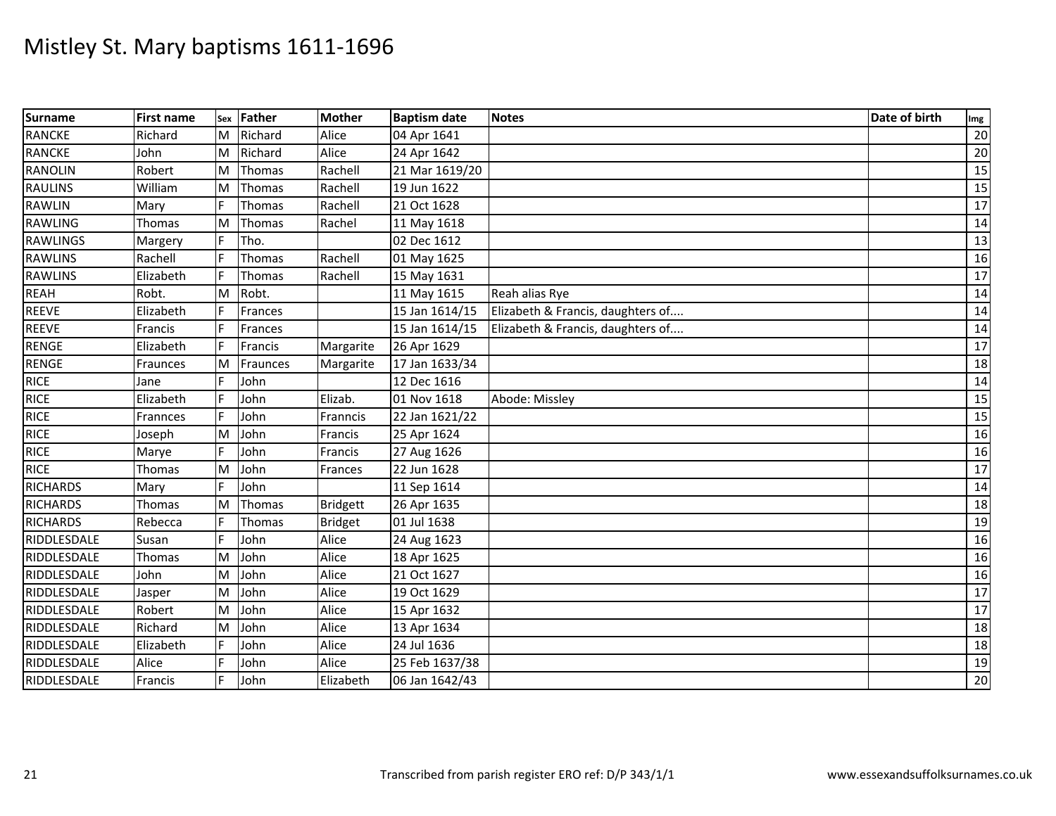# Mistley St. Mary baptisms 1611-1696

| Surname | First name | Sex | Father | Mother | Baptism date | Notes | Date of birth | Img |
|---|---|---|---|---|---|---|---|---|
| RANCKE | Richard | M | Richard | Alice | 04 Apr 1641 | | | 20 |
| RANCKE | John | M | Richard | Alice | 24 Apr 1642 | | | 20 |
| RANOLIN | Robert | M | Thomas | Rachell | 21 Mar 1619/20 | | | 15 |
| RAULINS | William | M | Thomas | Rachell | 19 Jun 1622 | | | 15 |
| RAWLIN | Mary | F | Thomas | Rachell | 21 Oct 1628 | | | 17 |
| RAWLING | Thomas | M | Thomas | Rachel | 11 May 1618 | | | 14 |
| RAWLINGS | Margery | F | Tho. | | 02 Dec 1612 | | | 13 |
| RAWLINS | Rachell | F | Thomas | Rachell | 01 May 1625 | | | 16 |
| RAWLINS | Elizabeth | F | Thomas | Rachell | 15 May 1631 | | | 17 |
| REAH | Robt. | M | Robt. | | 11 May 1615 | Reah alias Rye | | 14 |
| REEVE | Elizabeth | F | Frances | | 15 Jan 1614/15 | Elizabeth & Francis, daughters of.... | | 14 |
| REEVE | Francis | F | Frances | | 15 Jan 1614/15 | Elizabeth & Francis, daughters of.... | | 14 |
| RENGE | Elizabeth | F | Francis | Margarite | 26 Apr 1629 | | | 17 |
| RENGE | Fraunces | M | Fraunces | Margarite | 17 Jan 1633/34 | | | 18 |
| RICE | Jane | F | John | | 12 Dec 1616 | | | 14 |
| RICE | Elizabeth | F | John | Elizab. | 01 Nov 1618 | Abode: Missley | | 15 |
| RICE | Frannces | F | John | Franncis | 22 Jan 1621/22 | | | 15 |
| RICE | Joseph | M | John | Francis | 25 Apr 1624 | | | 16 |
| RICE | Marye | F | John | Francis | 27 Aug 1626 | | | 16 |
| RICE | Thomas | M | John | Frances | 22 Jun 1628 | | | 17 |
| RICHARDS | Mary | F | John | | 11 Sep 1614 | | | 14 |
| RICHARDS | Thomas | M | Thomas | Bridgett | 26 Apr 1635 | | | 18 |
| RICHARDS | Rebecca | F | Thomas | Bridget | 01 Jul 1638 | | | 19 |
| RIDDLESDALE | Susan | F | John | Alice | 24 Aug 1623 | | | 16 |
| RIDDLESDALE | Thomas | M | John | Alice | 18 Apr 1625 | | | 16 |
| RIDDLESDALE | John | M | John | Alice | 21 Oct 1627 | | | 16 |
| RIDDLESDALE | Jasper | M | John | Alice | 19 Oct 1629 | | | 17 |
| RIDDLESDALE | Robert | M | John | Alice | 15 Apr 1632 | | | 17 |
| RIDDLESDALE | Richard | M | John | Alice | 13 Apr 1634 | | | 18 |
| RIDDLESDALE | Elizabeth | F | John | Alice | 24 Jul 1636 | | | 18 |
| RIDDLESDALE | Alice | F | John | Alice | 25 Feb 1637/38 | | | 19 |
| RIDDLESDALE | Francis | F | John | Elizabeth | 06 Jan 1642/43 | | | 20 |

Transcribed from parish register ERO ref: D/P 343/1/1

www.essexandsuffolksurnames.co.uk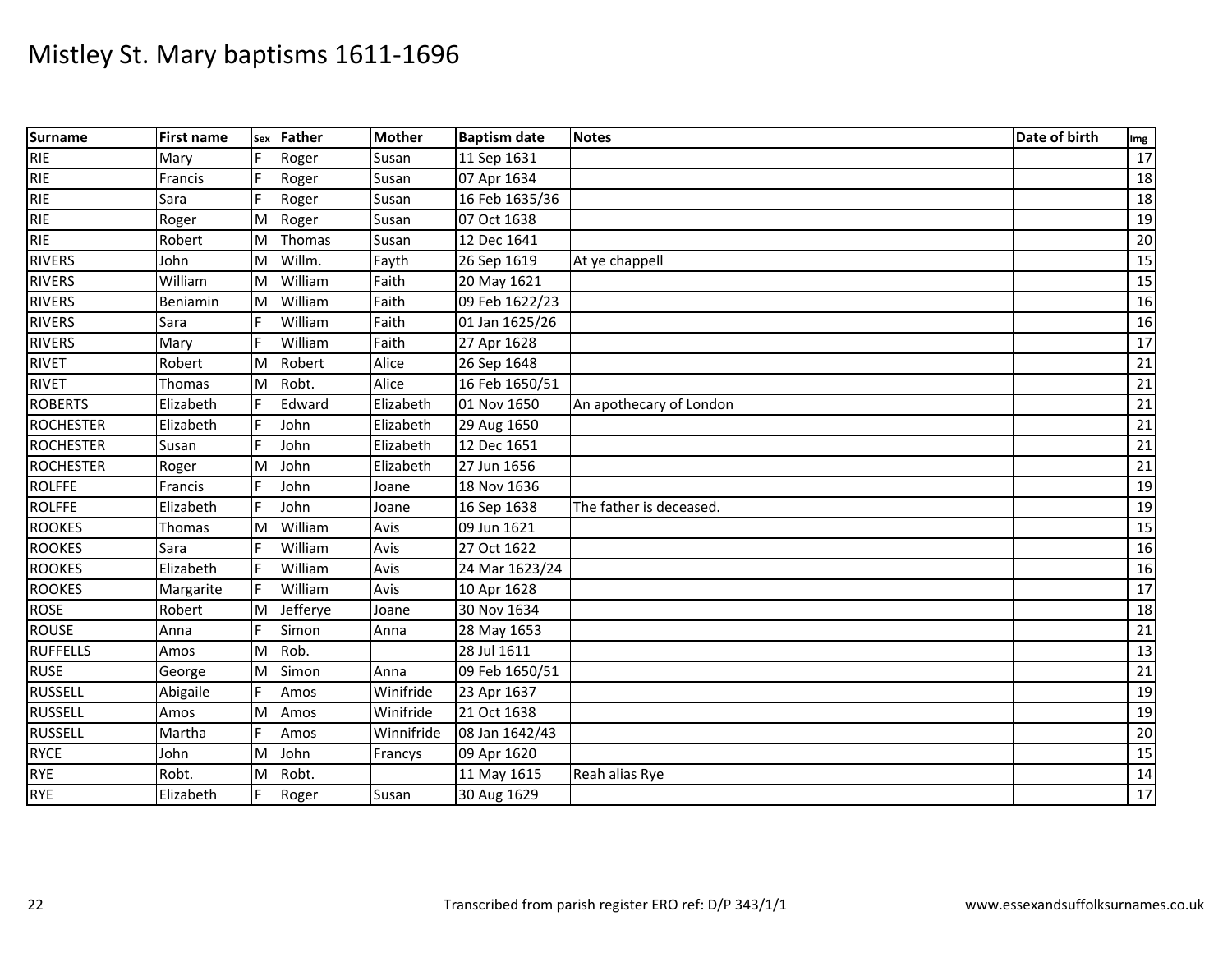# Mistley St. Mary baptisms 1611-1696

| Surname | First name | Sex | Father | Mother | Baptism date | Notes | Date of birth | Img |
|---|---|---|---|---|---|---|---|---|
| RIE | Mary | F | Roger | Susan | 11 Sep 1631 | | | 17 |
| RIE | Francis | F | Roger | Susan | 07 Apr 1634 | | | 18 |
| RIE | Sara | F | Roger | Susan | 16 Feb 1635/36 | | | 18 |
| RIE | Roger | M | Roger | Susan | 07 Oct 1638 | | | 19 |
| RIE | Robert | M | Thomas | Susan | 12 Dec 1641 | | | 20 |
| RIVERS | John | M | Willm. | Fayth | 26 Sep 1619 | At ye chappell | | 15 |
| RIVERS | William | M | William | Faith | 20 May 1621 | | | 15 |
| RIVERS | Beniamin | M | William | Faith | 09 Feb 1622/23 | | | 16 |
| RIVERS | Sara | F | William | Faith | 01 Jan 1625/26 | | | 16 |
| RIVERS | Mary | F | William | Faith | 27 Apr 1628 | | | 17 |
| RIVET | Robert | M | Robert | Alice | 26 Sep 1648 | | | 21 |
| RIVET | Thomas | M | Robt. | Alice | 16 Feb 1650/51 | | | 21 |
| ROBERTS | Elizabeth | F | Edward | Elizabeth | 01 Nov 1650 | An apothecary of London | | 21 |
| ROCHESTER | Elizabeth | F | John | Elizabeth | 29 Aug 1650 | | | 21 |
| ROCHESTER | Susan | F | John | Elizabeth | 12 Dec 1651 | | | 21 |
| ROCHESTER | Roger | M | John | Elizabeth | 27 Jun 1656 | | | 21 |
| ROLFFE | Francis | F | John | Joane | 18 Nov 1636 | | | 19 |
| ROLFFE | Elizabeth | F | John | Joane | 16 Sep 1638 | The father is deceased. | | 19 |
| ROOKES | Thomas | M | William | Avis | 09 Jun 1621 | | | 15 |
| ROOKES | Sara | F | William | Avis | 27 Oct 1622 | | | 16 |
| ROOKES | Elizabeth | F | William | Avis | 24 Mar 1623/24 | | | 16 |
| ROOKES | Margarite | F | William | Avis | 10 Apr 1628 | | | 17 |
| ROSE | Robert | M | Jefferye | Joane | 30 Nov 1634 | | | 18 |
| ROUSE | Anna | F | Simon | Anna | 28 May 1653 | | | 21 |
| RUFFELLS | Amos | M | Rob. | | 28 Jul 1611 | | | 13 |
| RUSE | George | M | Simon | Anna | 09 Feb 1650/51 | | | 21 |
| RUSSELL | Abigaile | F | Amos | Winifride | 23 Apr 1637 | | | 19 |
| RUSSELL | Amos | M | Amos | Winifride | 21 Oct 1638 | | | 19 |
| RUSSELL | Martha | F | Amos | Winnifride | 08 Jan 1642/43 | | | 20 |
| RYCE | John | M | John | Francys | 09 Apr 1620 | | | 15 |
| RYE | Robt. | M | Robt. | | 11 May 1615 | Reah alias Rye | | 14 |
| RYE | Elizabeth | F | Roger | Susan | 30 Aug 1629 | | | 17 |

Transcribed from parish register ERO ref: D/P 343/1/1

www.essexandsuffolksurnames.co.uk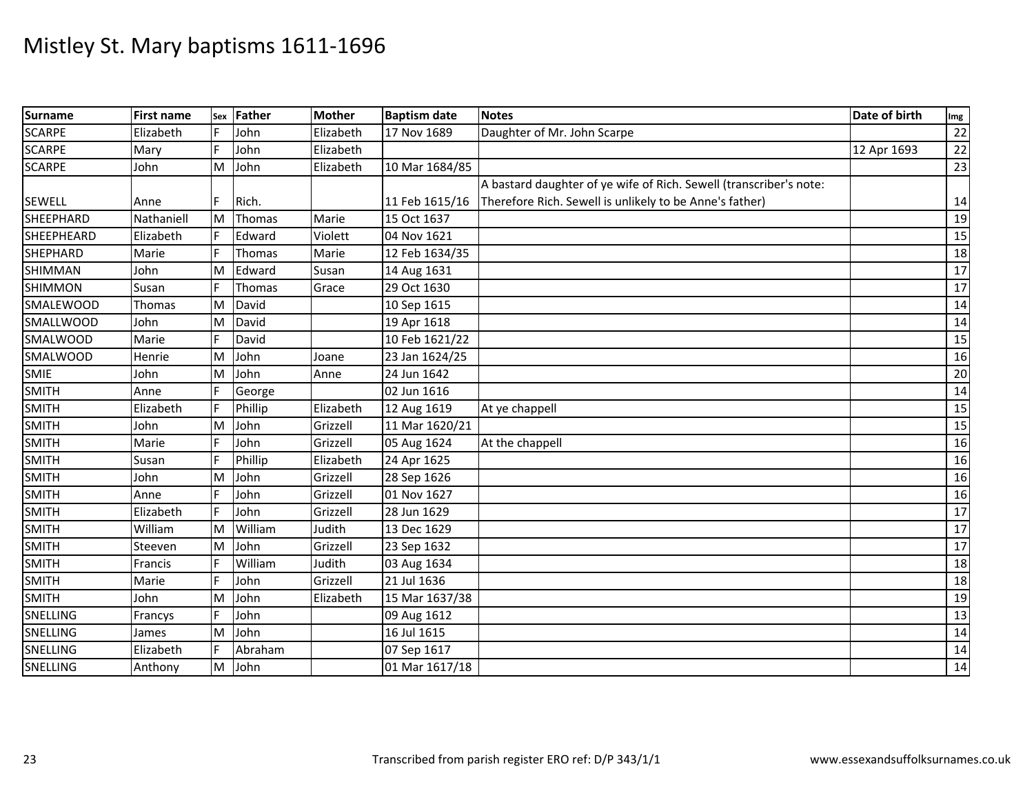# Mistley St. Mary baptisms 1611-1696

| Surname | First name | Sex | Father | Mother | Baptism date | Notes | Date of birth | Img |
|---|---|---|---|---|---|---|---|---|
| SCARPE | Elizabeth | F | John | Elizabeth | 17 Nov 1689 | Daughter of Mr. John Scarpe | | 22 |
| SCARPE | Mary | F | John | Elizabeth | | | 12 Apr 1693 | 22 |
| SCARPE | John | M | John | Elizabeth | 10 Mar 1684/85 | | | 23 |
| SEWELL | Anne | F | Rich. | | 11 Feb 1615/16 | A bastard daughter of ye wife of Rich. Sewell (transcriber's note: Therefore Rich. Sewell is unlikely to be Anne's father) | | 14 |
| SHEEPHARD | Nathaniell | M | Thomas | Marie | 15 Oct 1637 | | | 19 |
| SHEEPHEARD | Elizabeth | F | Edward | Violett | 04 Nov 1621 | | | 15 |
| SHEPHARD | Marie | F | Thomas | Marie | 12 Feb 1634/35 | | | 18 |
| SHIMMAN | John | M | Edward | Susan | 14 Aug 1631 | | | 17 |
| SHIMMON | Susan | F | Thomas | Grace | 29 Oct 1630 | | | 17 |
| SMALEWOOD | Thomas | M | David | | 10 Sep 1615 | | | 14 |
| SMALLWOOD | John | M | David | | 19 Apr 1618 | | | 14 |
| SMALWOOD | Marie | F | David | | 10 Feb 1621/22 | | | 15 |
| SMALWOOD | Henrie | M | John | Joane | 23 Jan 1624/25 | | | 16 |
| SMIE | John | M | John | Anne | 24 Jun 1642 | | | 20 |
| SMITH | Anne | F | George | | 02 Jun 1616 | | | 14 |
| SMITH | Elizabeth | F | Phillip | Elizabeth | 12 Aug 1619 | At ye chappell | | 15 |
| SMITH | John | M | John | Grizzell | 11 Mar 1620/21 | | | 15 |
| SMITH | Marie | F | John | Grizzell | 05 Aug 1624 | At the chappell | | 16 |
| SMITH | Susan | F | Phillip | Elizabeth | 24 Apr 1625 | | | 16 |
| SMITH | John | M | John | Grizzell | 28 Sep 1626 | | | 16 |
| SMITH | Anne | F | John | Grizzell | 01 Nov 1627 | | | 16 |
| SMITH | Elizabeth | F | John | Grizzell | 28 Jun 1629 | | | 17 |
| SMITH | William | M | William | Judith | 13 Dec 1629 | | | 17 |
| SMITH | Steeven | M | John | Grizzell | 23 Sep 1632 | | | 17 |
| SMITH | Francis | F | William | Judith | 03 Aug 1634 | | | 18 |
| SMITH | Marie | F | John | Grizzell | 21 Jul 1636 | | | 18 |
| SMITH | John | M | John | Elizabeth | 15 Mar 1637/38 | | | 19 |
| SNELLING | Francys | F | John | | 09 Aug 1612 | | | 13 |
| SNELLING | James | M | John | | 16 Jul 1615 | | | 14 |
| SNELLING | Elizabeth | F | Abraham | | 07 Sep 1617 | | | 14 |
| SNELLING | Anthony | M | John | | 01 Mar 1617/18 | | | 14 |

Transcribed from parish register ERO ref: D/P 343/1/1

www.essexandsuffolksurnames.co.uk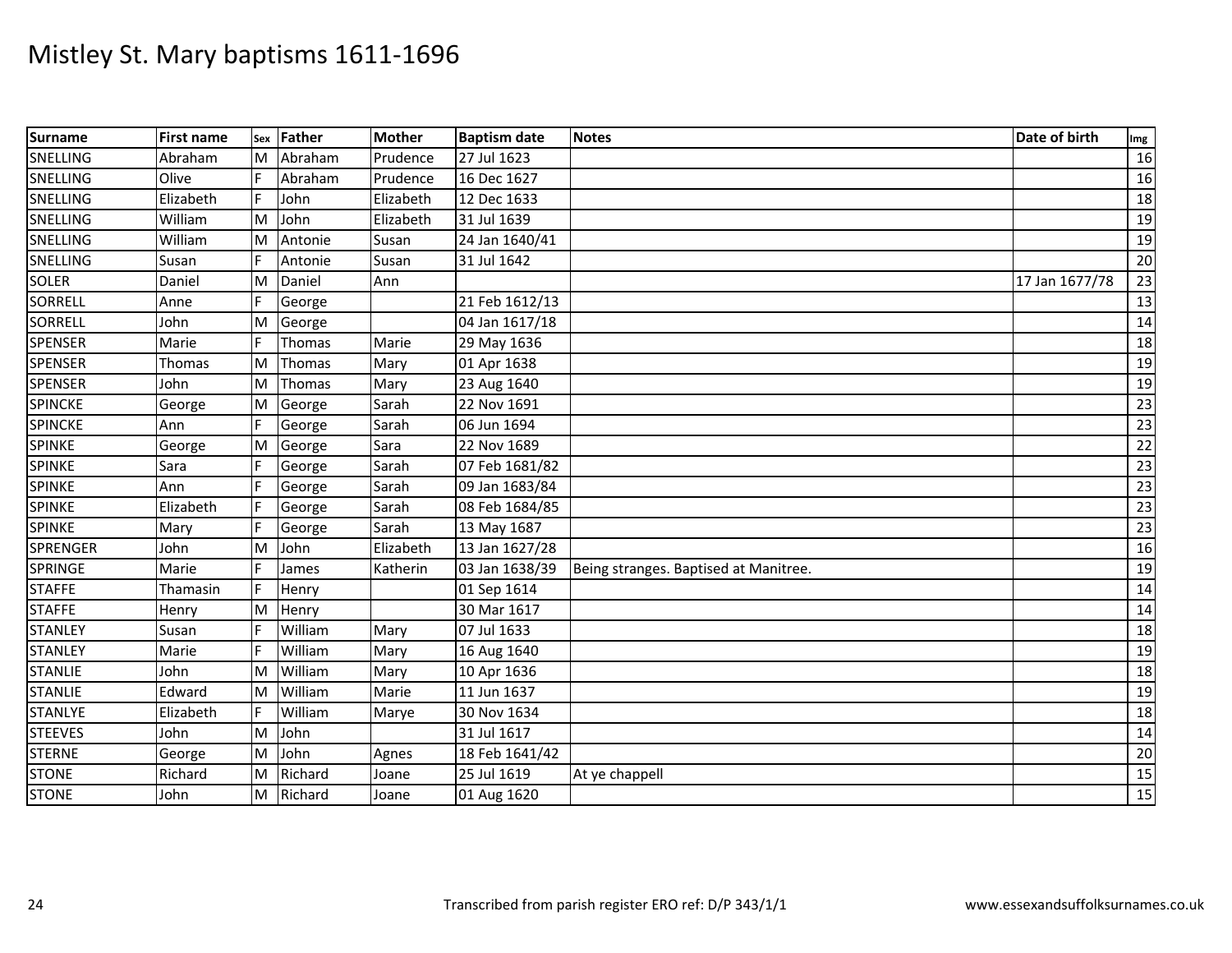# Mistley St. Mary baptisms 1611-1696

| Surname | First name | Sex | Father | Mother | Baptism date | Notes | Date of birth | Img |
|---|---|---|---|---|---|---|---|---|
| SNELLING | Abraham | M | Abraham | Prudence | 27 Jul 1623 | | | 16 |
| SNELLING | Olive | F | Abraham | Prudence | 16 Dec 1627 | | | 16 |
| SNELLING | Elizabeth | F | John | Elizabeth | 12 Dec 1633 | | | 18 |
| SNELLING | William | M | John | Elizabeth | 31 Jul 1639 | | | 19 |
| SNELLING | William | M | Antonie | Susan | 24 Jan 1640/41 | | | 19 |
| SNELLING | Susan | F | Antonie | Susan | 31 Jul 1642 | | | 20 |
| SOLER | Daniel | M | Daniel | Ann | | | 17 Jan 1677/78 | 23 |
| SORRELL | Anne | F | George | | 21 Feb 1612/13 | | | 13 |
| SORRELL | John | M | George | | 04 Jan 1617/18 | | | 14 |
| SPENSER | Marie | F | Thomas | Marie | 29 May 1636 | | | 18 |
| SPENSER | Thomas | M | Thomas | Mary | 01 Apr 1638 | | | 19 |
| SPENSER | John | M | Thomas | Mary | 23 Aug 1640 | | | 19 |
| SPINCKE | George | M | George | Sarah | 22 Nov 1691 | | | 23 |
| SPINCKE | Ann | F | George | Sarah | 06 Jun 1694 | | | 23 |
| SPINKE | George | M | George | Sara | 22 Nov 1689 | | | 22 |
| SPINKE | Sara | F | George | Sarah | 07 Feb 1681/82 | | | 23 |
| SPINKE | Ann | F | George | Sarah | 09 Jan 1683/84 | | | 23 |
| SPINKE | Elizabeth | F | George | Sarah | 08 Feb 1684/85 | | | 23 |
| SPINKE | Mary | F | George | Sarah | 13 May 1687 | | | 23 |
| SPRENGER | John | M | John | Elizabeth | 13 Jan 1627/28 | | | 16 |
| SPRINGE | Marie | F | James | Katherin | 03 Jan 1638/39 | Being stranges. Baptised at Manitree. | | 19 |
| STAFFE | Thamasin | F | Henry | | 01 Sep 1614 | | | 14 |
| STAFFE | Henry | M | Henry | | 30 Mar 1617 | | | 14 |
| STANLEY | Susan | F | William | Mary | 07 Jul 1633 | | | 18 |
| STANLEY | Marie | F | William | Mary | 16 Aug 1640 | | | 19 |
| STANLIE | John | M | William | Mary | 10 Apr 1636 | | | 18 |
| STANLIE | Edward | M | William | Marie | 11 Jun 1637 | | | 19 |
| STANLYE | Elizabeth | F | William | Marye | 30 Nov 1634 | | | 18 |
| STEEVES | John | M | John | | 31 Jul 1617 | | | 14 |
| STERNE | George | M | John | Agnes | 18 Feb 1641/42 | | | 20 |
| STONE | Richard | M | Richard | Joane | 25 Jul 1619 | At ye chappell | | 15 |
| STONE | John | M | Richard | Joane | 01 Aug 1620 | | | 15 |

Transcribed from parish register ERO ref: D/P 343/1/1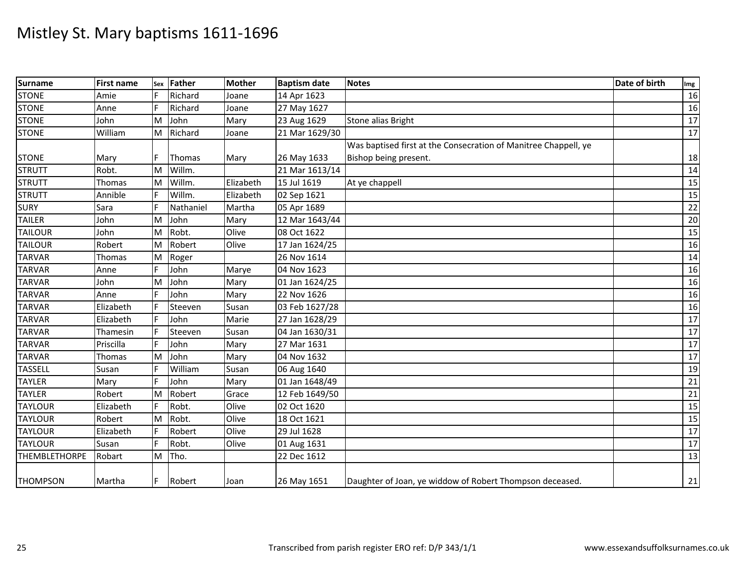# Mistley St. Mary baptisms 1611-1696

| Surname | First name | Sex | Father | Mother | Baptism date | Notes | Date of birth | Img |
|---|---|---|---|---|---|---|---|---|
| STONE | Amie | F | Richard | Joane | 14 Apr 1623 | | | 16 |
| STONE | Anne | F | Richard | Joane | 27 May 1627 | | | 16 |
| STONE | John | M | John | Mary | 23 Aug 1629 | Stone alias Bright | | 17 |
| STONE | William | M | Richard | Joane | 21 Mar 1629/30 | | | 17 |
| STONE | Mary | F | Thomas | Mary | 26 May 1633 | Was baptised first at the Consecration of Manitree Chappell, ye Bishop being present. | | 18 |
| STRUTT | Robt. | M | Willm. | | 21 Mar 1613/14 | | | 14 |
| STRUTT | Thomas | M | Willm. | Elizabeth | 15 Jul 1619 | At ye chappell | | 15 |
| STRUTT | Annible | F | Willm. | Elizabeth | 02 Sep 1621 | | | 15 |
| SURY | Sara | F | Nathaniel | Martha | 05 Apr 1689 | | | 22 |
| TAILER | John | M | John | Mary | 12 Mar 1643/44 | | | 20 |
| TAILOUR | John | M | Robt. | Olive | 08 Oct 1622 | | | 15 |
| TAILOUR | Robert | M | Robert | Olive | 17 Jan 1624/25 | | | 16 |
| TARVAR | Thomas | M | Roger | | 26 Nov 1614 | | | 14 |
| TARVAR | Anne | F | John | Marye | 04 Nov 1623 | | | 16 |
| TARVAR | John | M | John | Mary | 01 Jan 1624/25 | | | 16 |
| TARVAR | Anne | F | John | Mary | 22 Nov 1626 | | | 16 |
| TARVAR | Elizabeth | F | Steeven | Susan | 03 Feb 1627/28 | | | 16 |
| TARVAR | Elizabeth | F | John | Marie | 27 Jan 1628/29 | | | 17 |
| TARVAR | Thamesin | F | Steeven | Susan | 04 Jan 1630/31 | | | 17 |
| TARVAR | Priscilla | F | John | Mary | 27 Mar 1631 | | | 17 |
| TARVAR | Thomas | M | John | Mary | 04 Nov 1632 | | | 17 |
| TASSELL | Susan | F | William | Susan | 06 Aug 1640 | | | 19 |
| TAYLER | Mary | F | John | Mary | 01 Jan 1648/49 | | | 21 |
| TAYLER | Robert | M | Robert | Grace | 12 Feb 1649/50 | | | 21 |
| TAYLOUR | Elizabeth | F | Robt. | Olive | 02 Oct 1620 | | | 15 |
| TAYLOUR | Robert | M | Robt. | Olive | 18 Oct 1621 | | | 15 |
| TAYLOUR | Elizabeth | F | Robert | Olive | 29 Jul 1628 | | | 17 |
| TAYLOUR | Susan | F | Robt. | Olive | 01 Aug 1631 | | | 17 |
| THEMBLETHORPE | Robart | M | Tho. | | 22 Dec 1612 | | | 13 |
| THOMPSON | Martha | F | Robert | Joan | 26 May 1651 | Daughter of Joan, ye widdow of Robert Thompson deceased. | | 21 |

Transcribed from parish register ERO ref: D/P 343/1/1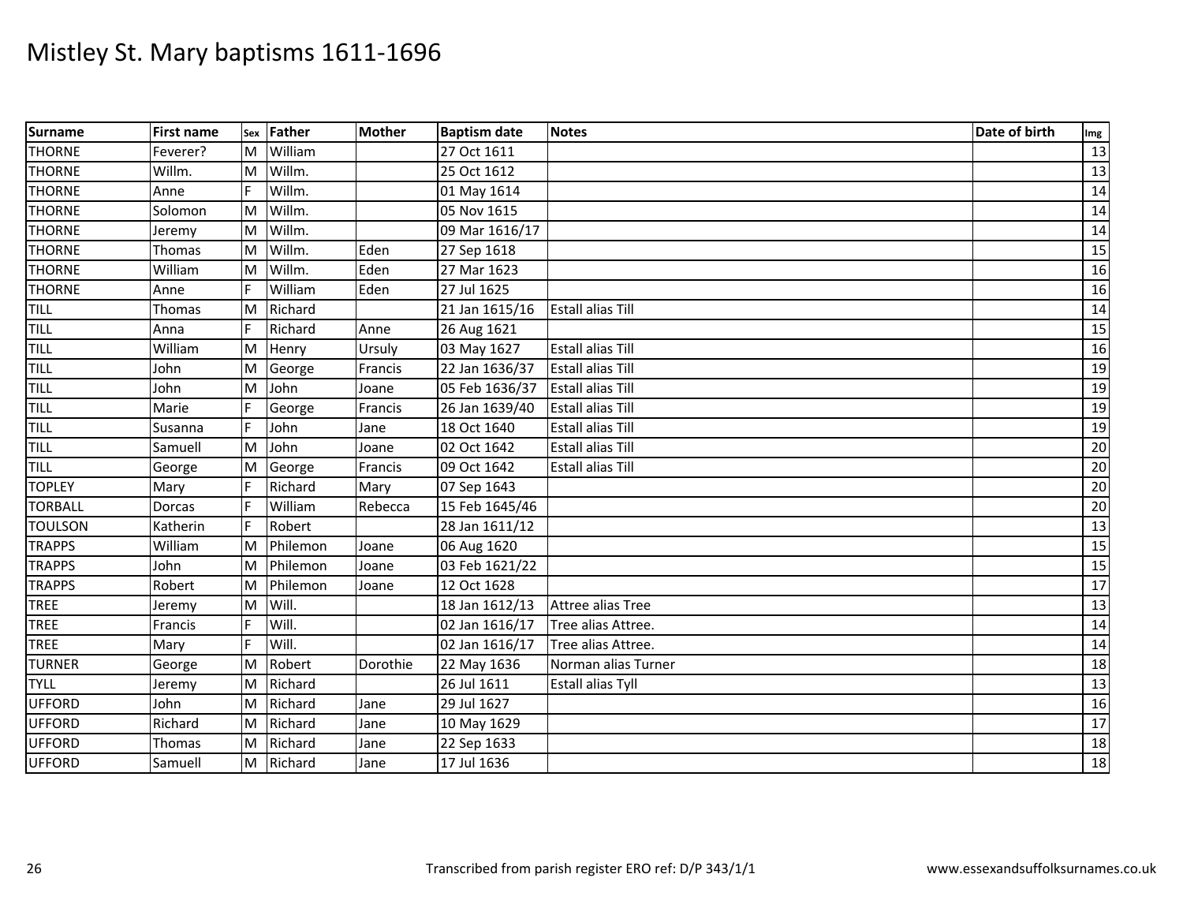# Mistley St. Mary baptisms 1611-1696

| Surname | First name | Sex | Father | Mother | Baptism date | Notes | Date of birth | Img |
|---|---|---|---|---|---|---|---|---|
| THORNE | Feverer? | M | William | | 27 Oct 1611 | | | 13 |
| THORNE | Willm. | M | Willm. | | 25 Oct 1612 | | | 13 |
| THORNE | Anne | F | Willm. | | 01 May 1614 | | | 14 |
| THORNE | Solomon | M | Willm. | | 05 Nov 1615 | | | 14 |
| THORNE | Jeremy | M | Willm. | | 09 Mar 1616/17 | | | 14 |
| THORNE | Thomas | M | Willm. | Eden | 27 Sep 1618 | | | 15 |
| THORNE | William | M | Willm. | Eden | 27 Mar 1623 | | | 16 |
| THORNE | Anne | F | William | Eden | 27 Jul 1625 | | | 16 |
| TILL | Thomas | M | Richard | | 21 Jan 1615/16 | Estall alias Till | | 14 |
| TILL | Anna | F | Richard | Anne | 26 Aug 1621 | | | 15 |
| TILL | William | M | Henry | Ursuly | 03 May 1627 | Estall alias Till | | 16 |
| TILL | John | M | George | Francis | 22 Jan 1636/37 | Estall alias Till | | 19 |
| TILL | John | M | John | Joane | 05 Feb 1636/37 | Estall alias Till | | 19 |
| TILL | Marie | F | George | Francis | 26 Jan 1639/40 | Estall alias Till | | 19 |
| TILL | Susanna | F | John | Jane | 18 Oct 1640 | Estall alias Till | | 19 |
| TILL | Samuell | M | John | Joane | 02 Oct 1642 | Estall alias Till | | 20 |
| TILL | George | M | George | Francis | 09 Oct 1642 | Estall alias Till | | 20 |
| TOPLEY | Mary | F | Richard | Mary | 07 Sep 1643 | | | 20 |
| TORBALL | Dorcas | F | William | Rebecca | 15 Feb 1645/46 | | | 20 |
| TOULSON | Katherin | F | Robert | | 28 Jan 1611/12 | | | 13 |
| TRAPPS | William | M | Philemon | Joane | 06 Aug 1620 | | | 15 |
| TRAPPS | John | M | Philemon | Joane | 03 Feb 1621/22 | | | 15 |
| TRAPPS | Robert | M | Philemon | Joane | 12 Oct 1628 | | | 17 |
| TREE | Jeremy | M | Will. | | 18 Jan 1612/13 | Attree alias Tree | | 13 |
| TREE | Francis | F | Will. | | 02 Jan 1616/17 | Tree alias Attree. | | 14 |
| TREE | Mary | F | Will. | | 02 Jan 1616/17 | Tree alias Attree. | | 14 |
| TURNER | George | M | Robert | Dorothie | 22 May 1636 | Norman alias Turner | | 18 |
| TYLL | Jeremy | M | Richard | | 26 Jul 1611 | Estall alias Tyll | | 13 |
| UFFORD | John | M | Richard | Jane | 29 Jul 1627 | | | 16 |
| UFFORD | Richard | M | Richard | Jane | 10 May 1629 | | | 17 |
| UFFORD | Thomas | M | Richard | Jane | 22 Sep 1633 | | | 18 |
| UFFORD | Samuell | M | Richard | Jane | 17 Jul 1636 | | | 18 |

Transcribed from parish register ERO ref: D/P 343/1/1

www.essexandsuffolksurnames.co.uk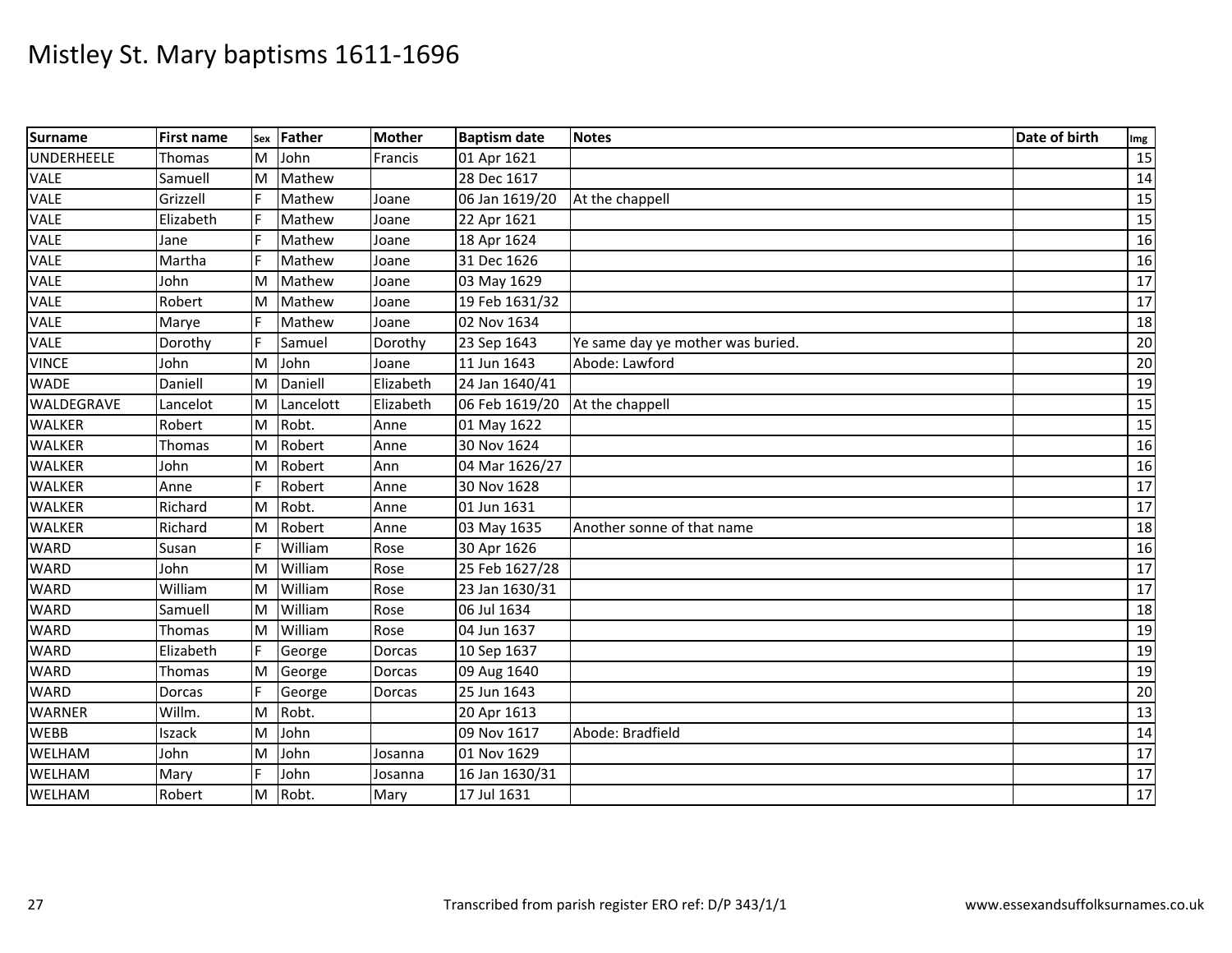# Mistley St. Mary baptisms 1611-1696

| Surname | First name | Sex | Father | Mother | Baptism date | Notes | Date of birth | Img |
|---|---|---|---|---|---|---|---|---|
| UNDERHEELE | Thomas | M | John | Francis | 01 Apr 1621 | | | 15 |
| VALE | Samuell | M | Mathew | | 28 Dec 1617 | | | 14 |
| VALE | Grizzell | F | Mathew | Joane | 06 Jan 1619/20 | At the chappell | | 15 |
| VALE | Elizabeth | F | Mathew | Joane | 22 Apr 1621 | | | 15 |
| VALE | Jane | F | Mathew | Joane | 18 Apr 1624 | | | 16 |
| VALE | Martha | F | Mathew | Joane | 31 Dec 1626 | | | 16 |
| VALE | John | M | Mathew | Joane | 03 May 1629 | | | 17 |
| VALE | Robert | M | Mathew | Joane | 19 Feb 1631/32 | | | 17 |
| VALE | Marye | F | Mathew | Joane | 02 Nov 1634 | | | 18 |
| VALE | Dorothy | F | Samuel | Dorothy | 23 Sep 1643 | Ye same day ye mother was buried. | | 20 |
| VINCE | John | M | John | Joane | 11 Jun 1643 | Abode: Lawford | | 20 |
| WADE | Daniell | M | Daniell | Elizabeth | 24 Jan 1640/41 | | | 19 |
| WALDEGRAVE | Lancelot | M | Lancelott | Elizabeth | 06 Feb 1619/20 | At the chappell | | 15 |
| WALKER | Robert | M | Robt. | Anne | 01 May 1622 | | | 15 |
| WALKER | Thomas | M | Robert | Anne | 30 Nov 1624 | | | 16 |
| WALKER | John | M | Robert | Ann | 04 Mar 1626/27 | | | 16 |
| WALKER | Anne | F | Robert | Anne | 30 Nov 1628 | | | 17 |
| WALKER | Richard | M | Robt. | Anne | 01 Jun 1631 | | | 17 |
| WALKER | Richard | M | Robert | Anne | 03 May 1635 | Another sonne of that name | | 18 |
| WARD | Susan | F | William | Rose | 30 Apr 1626 | | | 16 |
| WARD | John | M | William | Rose | 25 Feb 1627/28 | | | 17 |
| WARD | William | M | William | Rose | 23 Jan 1630/31 | | | 17 |
| WARD | Samuell | M | William | Rose | 06 Jul 1634 | | | 18 |
| WARD | Thomas | M | William | Rose | 04 Jun 1637 | | | 19 |
| WARD | Elizabeth | F | George | Dorcas | 10 Sep 1637 | | | 19 |
| WARD | Thomas | M | George | Dorcas | 09 Aug 1640 | | | 19 |
| WARD | Dorcas | F | George | Dorcas | 25 Jun 1643 | | | 20 |
| WARNER | Willm. | M | Robt. | | 20 Apr 1613 | | | 13 |
| WEBB | Iszack | M | John | | 09 Nov 1617 | Abode: Bradfield | | 14 |
| WELHAM | John | M | John | Josanna | 01 Nov 1629 | | | 17 |
| WELHAM | Mary | F | John | Josanna | 16 Jan 1630/31 | | | 17 |
| WELHAM | Robert | M | Robt. | Mary | 17 Jul 1631 | | | 17 |

Transcribed from parish register ERO ref: D/P 343/1/1 www.essexandsuffolksurnames.co.uk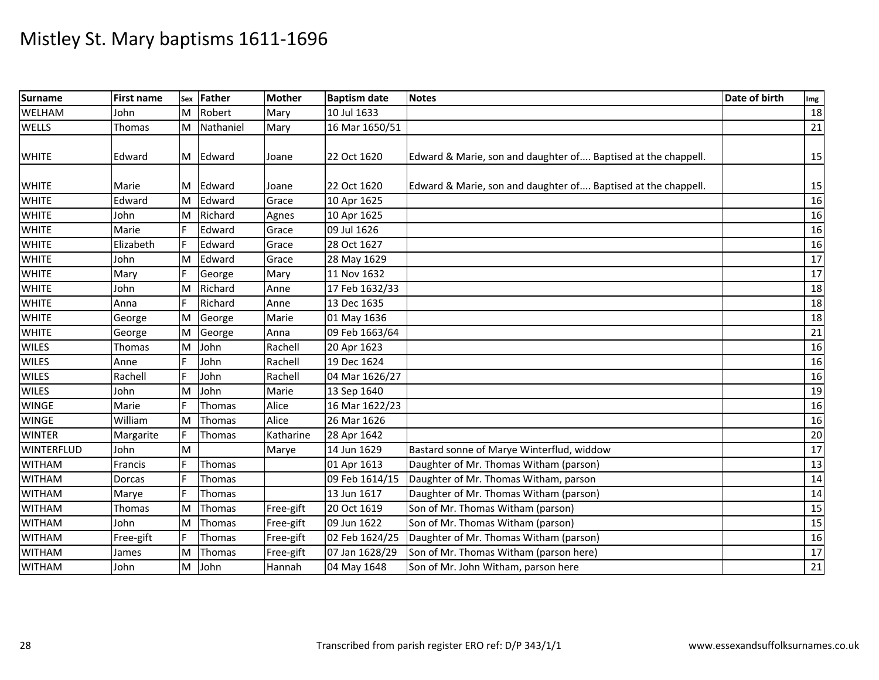# Mistley St. Mary baptisms 1611-1696

| Surname | First name | Sex | Father | Mother | Baptism date | Notes | Date of birth | Img |
|---|---|---|---|---|---|---|---|---|
| WELHAM | John | M | Robert | Mary | 10 Jul 1633 | | | 18 |
| WELLS | Thomas | M | Nathaniel | Mary | 16 Mar 1650/51 | | | 21 |
| WHITE | Edward | M | Edward | Joane | 22 Oct 1620 | Edward & Marie, son and daughter of.... Baptised at the chappell. | | 15 |
| WHITE | Marie | M | Edward | Joane | 22 Oct 1620 | Edward & Marie, son and daughter of.... Baptised at the chappell. | | 15 |
| WHITE | Edward | M | Edward | Grace | 10 Apr 1625 | | | 16 |
| WHITE | John | M | Richard | Agnes | 10 Apr 1625 | | | 16 |
| WHITE | Marie | F | Edward | Grace | 09 Jul 1626 | | | 16 |
| WHITE | Elizabeth | F | Edward | Grace | 28 Oct 1627 | | | 16 |
| WHITE | John | M | Edward | Grace | 28 May 1629 | | | 17 |
| WHITE | Mary | F | George | Mary | 11 Nov 1632 | | | 17 |
| WHITE | John | M | Richard | Anne | 17 Feb 1632/33 | | | 18 |
| WHITE | Anna | F | Richard | Anne | 13 Dec 1635 | | | 18 |
| WHITE | George | M | George | Marie | 01 May 1636 | | | 18 |
| WHITE | George | M | George | Anna | 09 Feb 1663/64 | | | 21 |
| WILES | Thomas | M | John | Rachell | 20 Apr 1623 | | | 16 |
| WILES | Anne | F | John | Rachell | 19 Dec 1624 | | | 16 |
| WILES | Rachell | F | John | Rachell | 04 Mar 1626/27 | | | 16 |
| WILES | John | M | John | Marie | 13 Sep 1640 | | | 19 |
| WINGE | Marie | F | Thomas | Alice | 16 Mar 1622/23 | | | 16 |
| WINGE | William | M | Thomas | Alice | 26 Mar 1626 | | | 16 |
| WINTER | Margarite | F | Thomas | Katharine | 28 Apr 1642 | | | 20 |
| WINTERFLUD | John | M | | Marye | 14 Jun 1629 | Bastard sonne of Marye Winterflud, widdow | | 17 |
| WITHAM | Francis | F | Thomas | | 01 Apr 1613 | Daughter of Mr. Thomas Witham (parson) | | 13 |
| WITHAM | Dorcas | F | Thomas | | 09 Feb 1614/15 | Daughter of Mr. Thomas Witham, parson | | 14 |
| WITHAM | Marye | F | Thomas | | 13 Jun 1617 | Daughter of Mr. Thomas Witham (parson) | | 14 |
| WITHAM | Thomas | M | Thomas | Free-gift | 20 Oct 1619 | Son of Mr. Thomas Witham (parson) | | 15 |
| WITHAM | John | M | Thomas | Free-gift | 09 Jun 1622 | Son of Mr. Thomas Witham (parson) | | 15 |
| WITHAM | Free-gift | F | Thomas | Free-gift | 02 Feb 1624/25 | Daughter of Mr. Thomas Witham (parson) | | 16 |
| WITHAM | James | M | Thomas | Free-gift | 07 Jan 1628/29 | Son of Mr. Thomas Witham (parson here) | | 17 |
| WITHAM | John | M | John | Hannah | 04 May 1648 | Son of Mr. John Witham, parson here | | 21 |

Transcribed from parish register ERO ref: D/P 343/1/1

www.essexandsuffolksurnames.co.uk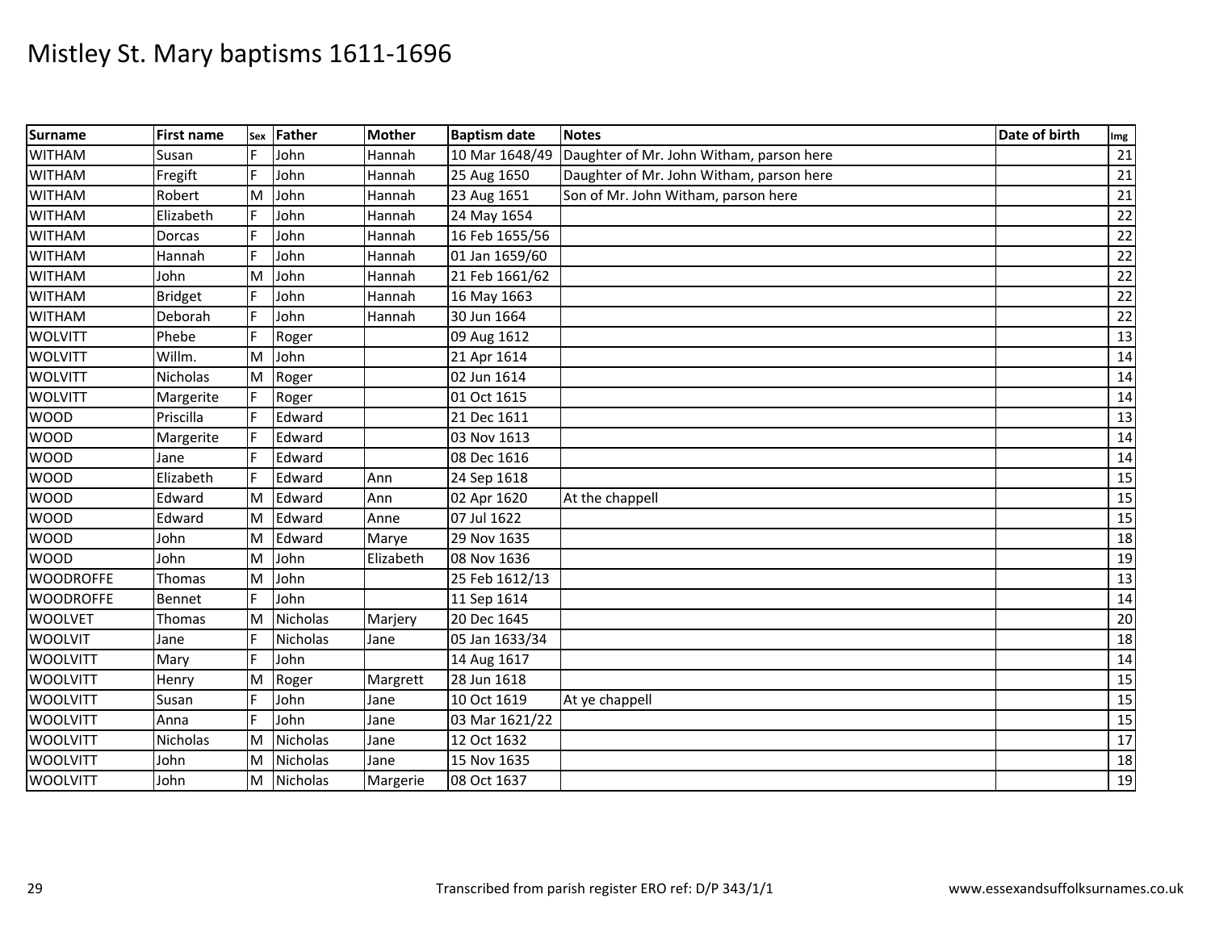# Mistley St. Mary baptisms 1611-1696

| Surname | First name | Sex | Father | Mother | Baptism date | Notes | Date of birth | Img |
|---|---|---|---|---|---|---|---|---|
| WITHAM | Susan | F | John | Hannah | 10 Mar 1648/49 | Daughter of Mr. John Witham, parson here | | 21 |
| WITHAM | Fregift | F | John | Hannah | 25 Aug 1650 | Daughter of Mr. John Witham, parson here | | 21 |
| WITHAM | Robert | M | John | Hannah | 23 Aug 1651 | Son of Mr. John Witham, parson here | | 21 |
| WITHAM | Elizabeth | F | John | Hannah | 24 May 1654 | | | 22 |
| WITHAM | Dorcas | F | John | Hannah | 16 Feb 1655/56 | | | 22 |
| WITHAM | Hannah | F | John | Hannah | 01 Jan 1659/60 | | | 22 |
| WITHAM | John | M | John | Hannah | 21 Feb 1661/62 | | | 22 |
| WITHAM | Bridget | F | John | Hannah | 16 May 1663 | | | 22 |
| WITHAM | Deborah | F | John | Hannah | 30 Jun 1664 | | | 22 |
| WOLVITT | Phebe | F | Roger | | 09 Aug 1612 | | | 13 |
| WOLVITT | Willm. | M | John | | 21 Apr 1614 | | | 14 |
| WOLVITT | Nicholas | M | Roger | | 02 Jun 1614 | | | 14 |
| WOLVITT | Margerite | F | Roger | | 01 Oct 1615 | | | 14 |
| WOOD | Priscilla | F | Edward | | 21 Dec 1611 | | | 13 |
| WOOD | Margerite | F | Edward | | 03 Nov 1613 | | | 14 |
| WOOD | Jane | F | Edward | | 08 Dec 1616 | | | 14 |
| WOOD | Elizabeth | F | Edward | Ann | 24 Sep 1618 | | | 15 |
| WOOD | Edward | M | Edward | Ann | 02 Apr 1620 | At the chappell | | 15 |
| WOOD | Edward | M | Edward | Anne | 07 Jul 1622 | | | 15 |
| WOOD | John | M | Edward | Marye | 29 Nov 1635 | | | 18 |
| WOOD | John | M | John | Elizabeth | 08 Nov 1636 | | | 19 |
| WOODROFFE | Thomas | M | John | | 25 Feb 1612/13 | | | 13 |
| WOODROFFE | Bennet | F | John | | 11 Sep 1614 | | | 14 |
| WOOLVET | Thomas | M | Nicholas | Marjery | 20 Dec 1645 | | | 20 |
| WOOLVIT | Jane | F | Nicholas | Jane | 05 Jan 1633/34 | | | 18 |
| WOOLVITT | Mary | F | John | | 14 Aug 1617 | | | 14 |
| WOOLVITT | Henry | M | Roger | Margrett | 28 Jun 1618 | | | 15 |
| WOOLVITT | Susan | F | John | Jane | 10 Oct 1619 | At ye chappell | | 15 |
| WOOLVITT | Anna | F | John | Jane | 03 Mar 1621/22 | | | 15 |
| WOOLVITT | Nicholas | M | Nicholas | Jane | 12 Oct 1632 | | | 17 |
| WOOLVITT | John | M | Nicholas | Jane | 15 Nov 1635 | | | 18 |
| WOOLVITT | John | M | Nicholas | Margerie | 08 Oct 1637 | | | 19 |

Transcribed from parish register ERO ref: D/P 343/1/1

www.essexandsuffolksurnames.co.uk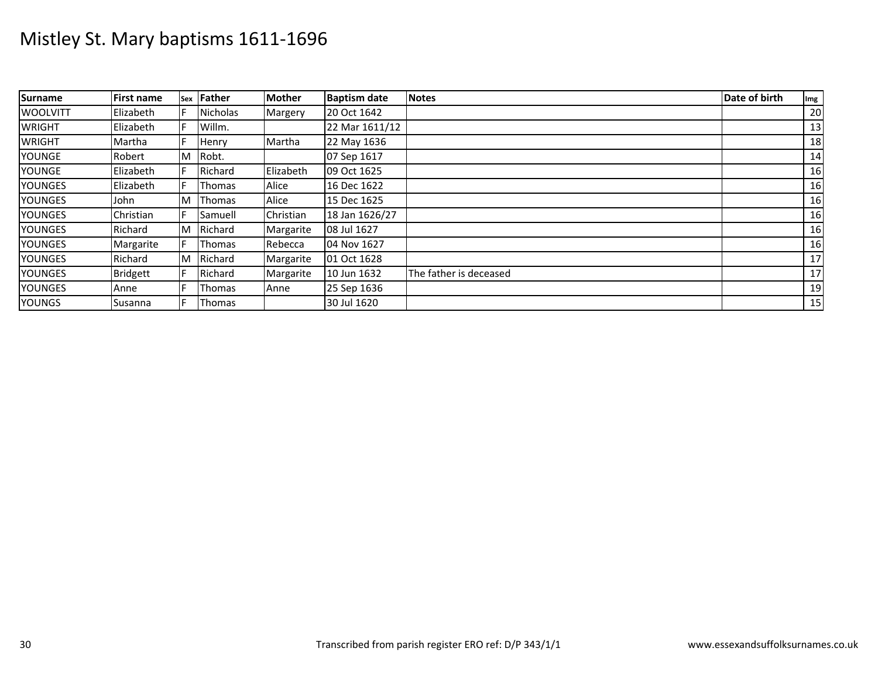# Mistley St. Mary baptisms 1611-1696

| Surname | First name | Sex | Father | Mother | Baptism date | Notes | Date of birth | Img |
|---|---|---|---|---|---|---|---|---|
| WOOLVITT | Elizabeth | F | Nicholas | Margery | 20 Oct 1642 | | | 20 |
| WRIGHT | Elizabeth | F | Willm. | | 22 Mar 1611/12 | | | 13 |
| WRIGHT | Martha | F | Henry | Martha | 22 May 1636 | | | 18 |
| YOUNGE | Robert | M | Robt. | | 07 Sep 1617 | | | 14 |
| YOUNGE | Elizabeth | F | Richard | Elizabeth | 09 Oct 1625 | | | 16 |
| YOUNGES | Elizabeth | F | Thomas | Alice | 16 Dec 1622 | | | 16 |
| YOUNGES | John | M | Thomas | Alice | 15 Dec 1625 | | | 16 |
| YOUNGES | Christian | F | Samuell | Christian | 18 Jan 1626/27 | | | 16 |
| YOUNGES | Richard | M | Richard | Margarite | 08 Jul 1627 | | | 16 |
| YOUNGES | Margarite | F | Thomas | Rebecca | 04 Nov 1627 | | | 16 |
| YOUNGES | Richard | M | Richard | Margarite | 01 Oct 1628 | | | 17 |
| YOUNGES | Bridgett | F | Richard | Margarite | 10 Jun 1632 | The father is deceased | | 17 |
| YOUNGES | Anne | F | Thomas | Anne | 25 Sep 1636 | | | 19 |
| YOUNGS | Susanna | F | Thomas | | 30 Jul 1620 | | | 15 |

Transcribed from parish register ERO ref: D/P 343/1/1 www.essexandsuffolksurnames.co.uk